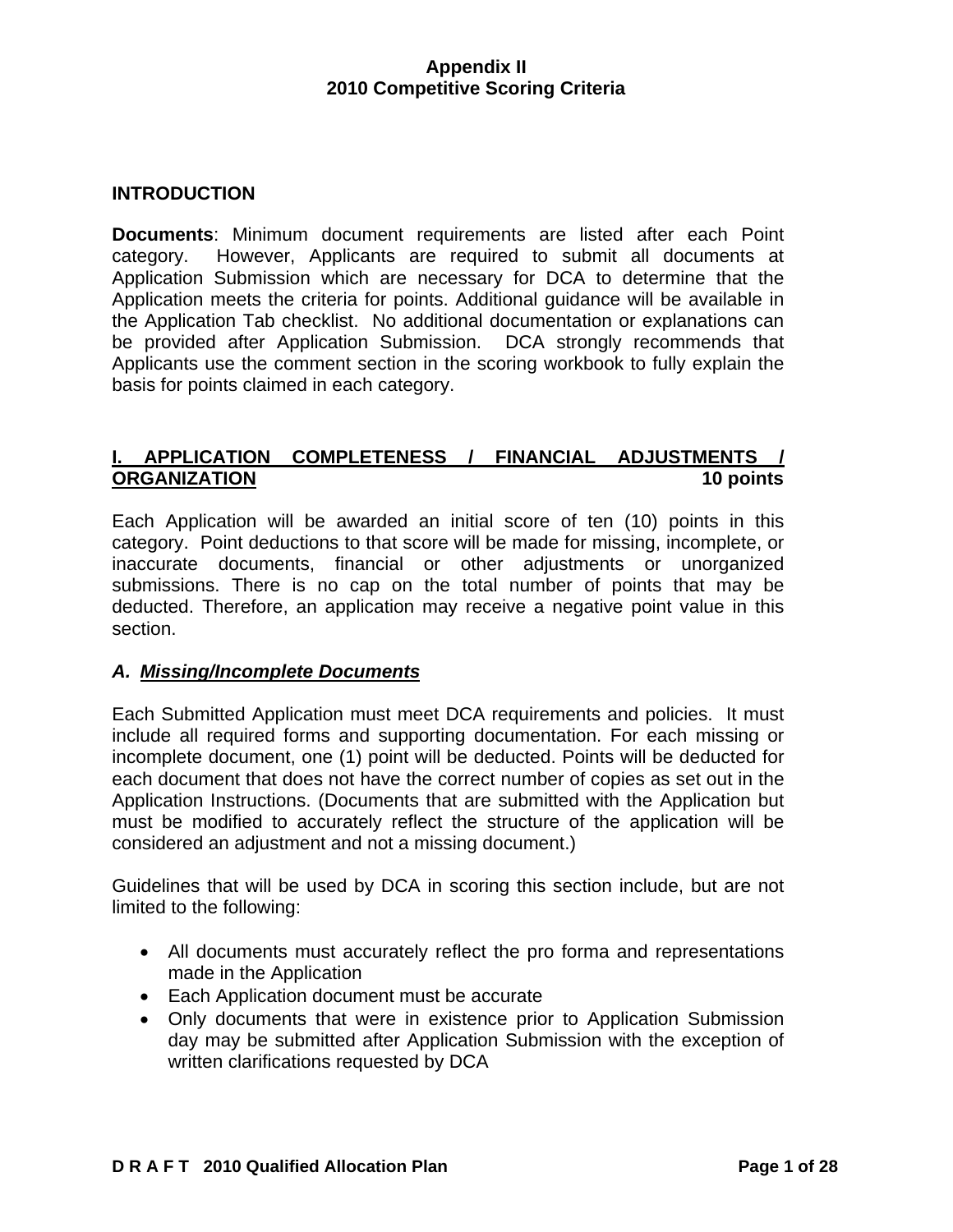# Appendix II
# 2010 Competitive Scoring Criteria

## INTRODUCTION

**Documents**: Minimum document requirements are listed after each Point category. However, Applicants are required to submit all documents at Application Submission which are necessary for DCA to determine that the Application meets the criteria for points. Additional guidance will be available in the Application Tab checklist. No additional documentation or explanations can be provided after Application Submission. DCA strongly recommends that Applicants use the comment section in the scoring workbook to fully explain the basis for points claimed in each category.

## I. APPLICATION COMPLETENESS / FINANCIAL ADJUSTMENTS / ORGANIZATION 10 points

Each Application will be awarded an initial score of ten (10) points in this category. Point deductions to that score will be made for missing, incomplete, or inaccurate documents, financial or other adjustments or unorganized submissions. There is no cap on the total number of points that may be deducted. Therefore, an application may receive a negative point value in this section.

### *A. Missing/Incomplete Documents*

Each Submitted Application must meet DCA requirements and policies. It must include all required forms and supporting documentation. For each missing or incomplete document, one (1) point will be deducted. Points will be deducted for each document that does not have the correct number of copies as set out in the Application Instructions. (Documents that are submitted with the Application but must be modified to accurately reflect the structure of the application will be considered an adjustment and not a missing document.)

Guidelines that will be used by DCA in scoring this section include, but are not limited to the following:

- All documents must accurately reflect the pro forma and representations made in the Application
- Each Application document must be accurate
- Only documents that were in existence prior to Application Submission day may be submitted after Application Submission with the exception of written clarifications requested by DCA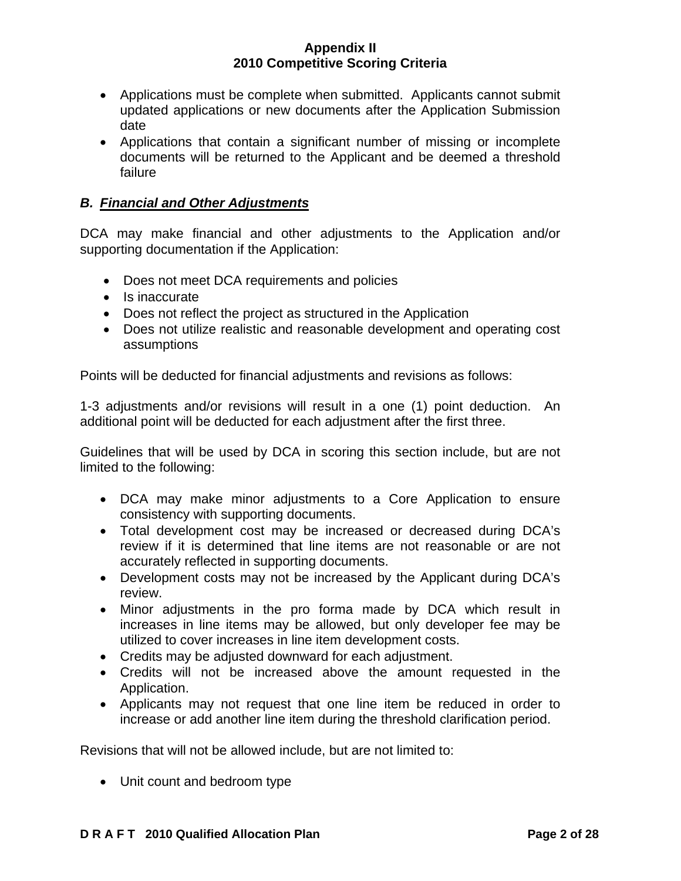- Applications must be complete when submitted. Applicants cannot submit updated applications or new documents after the Application Submission date
- Applications that contain a significant number of missing or incomplete documents will be returned to the Applicant and be deemed a threshold failure

### *B. Financial and Other Adjustments*

DCA may make financial and other adjustments to the Application and/or supporting documentation if the Application:

- Does not meet DCA requirements and policies
- Is inaccurate
- Does not reflect the project as structured in the Application
- Does not utilize realistic and reasonable development and operating cost assumptions

Points will be deducted for financial adjustments and revisions as follows:

1-3 adjustments and/or revisions will result in a one (1) point deduction. An additional point will be deducted for each adjustment after the first three.

Guidelines that will be used by DCA in scoring this section include, but are not limited to the following:

- DCA may make minor adjustments to a Core Application to ensure consistency with supporting documents.
- Total development cost may be increased or decreased during DCA's review if it is determined that line items are not reasonable or are not accurately reflected in supporting documents.
- Development costs may not be increased by the Applicant during DCA's review.
- Minor adjustments in the pro forma made by DCA which result in increases in line items may be allowed, but only developer fee may be utilized to cover increases in line item development costs.
- Credits may be adjusted downward for each adjustment.
- Credits will not be increased above the amount requested in the Application.
- Applicants may not request that one line item be reduced in order to increase or add another line item during the threshold clarification period.

Revisions that will not be allowed include, but are not limited to:

- Unit count and bedroom type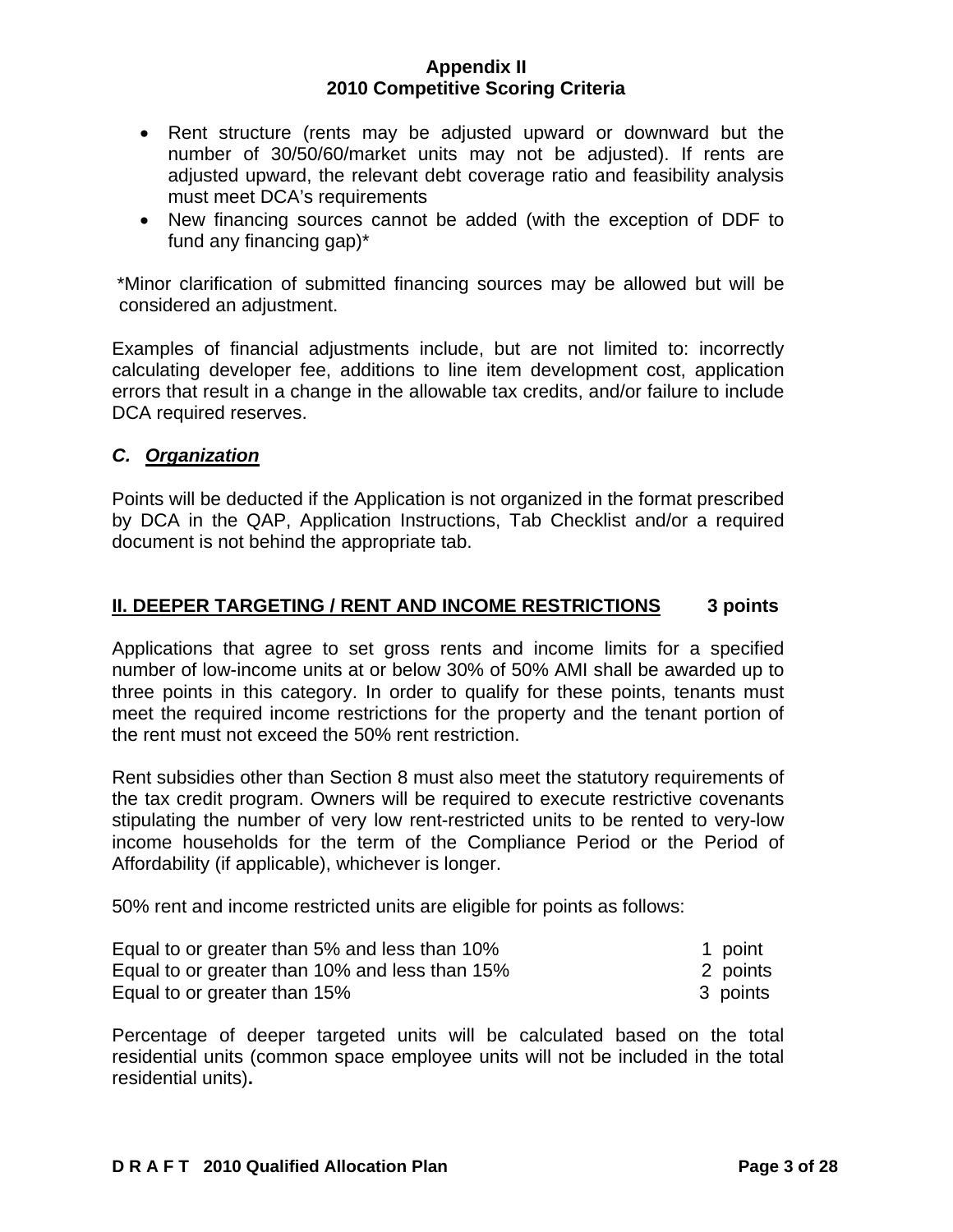- Rent structure (rents may be adjusted upward or downward but the number of 30/50/60/market units may not be adjusted). If rents are adjusted upward, the relevant debt coverage ratio and feasibility analysis must meet DCA's requirements
- New financing sources cannot be added (with the exception of DDF to fund any financing gap)*

*Minor clarification of submitted financing sources may be allowed but will be considered an adjustment.

Examples of financial adjustments include, but are not limited to: incorrectly calculating developer fee, additions to line item development cost, application errors that result in a change in the allowable tax credits, and/or failure to include DCA required reserves.

### *C. Organization*

Points will be deducted if the Application is not organized in the format prescribed by DCA in the QAP, Application Instructions, Tab Checklist and/or a required document is not behind the appropriate tab.

## II. DEEPER TARGETING / RENT AND INCOME RESTRICTIONS 3 points

Applications that agree to set gross rents and income limits for a specified number of low-income units at or below 30% of 50% AMI shall be awarded up to three points in this category. In order to qualify for these points, tenants must meet the required income restrictions for the property and the tenant portion of the rent must not exceed the 50% rent restriction.

Rent subsidies other than Section 8 must also meet the statutory requirements of the tax credit program. Owners will be required to execute restrictive covenants stipulating the number of very low rent-restricted units to be rented to very-low income households for the term of the Compliance Period or the Period of Affordability (if applicable), whichever is longer.

50% rent and income restricted units are eligible for points as follows:

| | |
|---|---|
| Equal to or greater than 5% and less than 10% | 1 point |
| Equal to or greater than 10% and less than 15% | 2 points |
| Equal to or greater than 15% | 3 points |

Percentage of deeper targeted units will be calculated based on the total residential units (common space employee units will not be included in the total residential units)**.**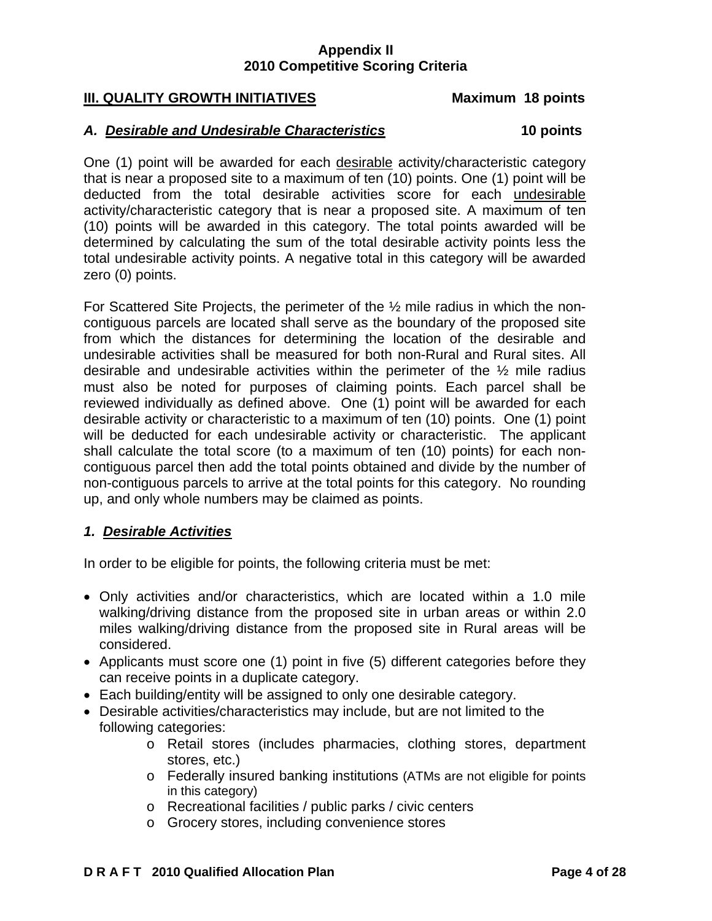**Appendix II**
**2010 Competitive Scoring Criteria**

## III. QUALITY GROWTH INITIATIVES — Maximum 18 points

### *A. Desirable and Undesirable Characteristics* — 10 points

One (1) point will be awarded for each desirable activity/characteristic category that is near a proposed site to a maximum of ten (10) points. One (1) point will be deducted from the total desirable activities score for each undesirable activity/characteristic category that is near a proposed site. A maximum of ten (10) points will be awarded in this category. The total points awarded will be determined by calculating the sum of the total desirable activity points less the total undesirable activity points. A negative total in this category will be awarded zero (0) points.

For Scattered Site Projects, the perimeter of the ½ mile radius in which the non-contiguous parcels are located shall serve as the boundary of the proposed site from which the distances for determining the location of the desirable and undesirable activities shall be measured for both non-Rural and Rural sites. All desirable and undesirable activities within the perimeter of the ½ mile radius must also be noted for purposes of claiming points. Each parcel shall be reviewed individually as defined above. One (1) point will be awarded for each desirable activity or characteristic to a maximum of ten (10) points. One (1) point will be deducted for each undesirable activity or characteristic. The applicant shall calculate the total score (to a maximum of ten (10) points) for each non-contiguous parcel then add the total points obtained and divide by the number of non-contiguous parcels to arrive at the total points for this category. No rounding up, and only whole numbers may be claimed as points.

#### *1. Desirable Activities*

In order to be eligible for points, the following criteria must be met:

- Only activities and/or characteristics, which are located within a 1.0 mile walking/driving distance from the proposed site in urban areas or within 2.0 miles walking/driving distance from the proposed site in Rural areas will be considered.
- Applicants must score one (1) point in five (5) different categories before they can receive points in a duplicate category.
- Each building/entity will be assigned to only one desirable category.
- Desirable activities/characteristics may include, but are not limited to the following categories:
  - Retail stores (includes pharmacies, clothing stores, department stores, etc.)
  - Federally insured banking institutions (ATMs are not eligible for points in this category)
  - Recreational facilities / public parks / civic centers
  - Grocery stores, including convenience stores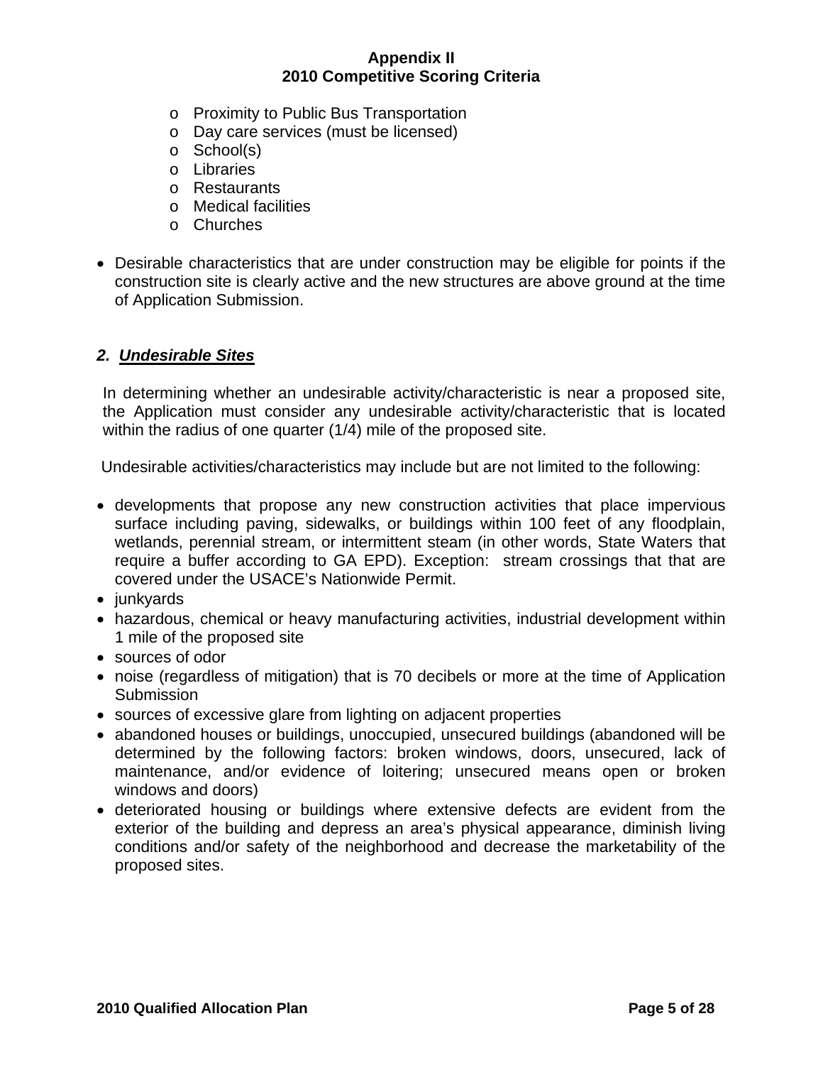- Proximity to Public Bus Transportation
  - Day care services (must be licensed)
  - School(s)
  - Libraries
  - Restaurants
  - Medical facilities
  - Churches

- Desirable characteristics that are under construction may be eligible for points if the construction site is clearly active and the new structures are above ground at the time of Application Submission.

### *2. Undesirable Sites*

In determining whether an undesirable activity/characteristic is near a proposed site, the Application must consider any undesirable activity/characteristic that is located within the radius of one quarter (1/4) mile of the proposed site.

Undesirable activities/characteristics may include but are not limited to the following:

- developments that propose any new construction activities that place impervious surface including paving, sidewalks, or buildings within 100 feet of any floodplain, wetlands, perennial stream, or intermittent steam (in other words, State Waters that require a buffer according to GA EPD). Exception: stream crossings that that are covered under the USACE's Nationwide Permit.
- junkyards
- hazardous, chemical or heavy manufacturing activities, industrial development within 1 mile of the proposed site
- sources of odor
- noise (regardless of mitigation) that is 70 decibels or more at the time of Application Submission
- sources of excessive glare from lighting on adjacent properties
- abandoned houses or buildings, unoccupied, unsecured buildings (abandoned will be determined by the following factors: broken windows, doors, unsecured, lack of maintenance, and/or evidence of loitering; unsecured means open or broken windows and doors)
- deteriorated housing or buildings where extensive defects are evident from the exterior of the building and depress an area's physical appearance, diminish living conditions and/or safety of the neighborhood and decrease the marketability of the proposed sites.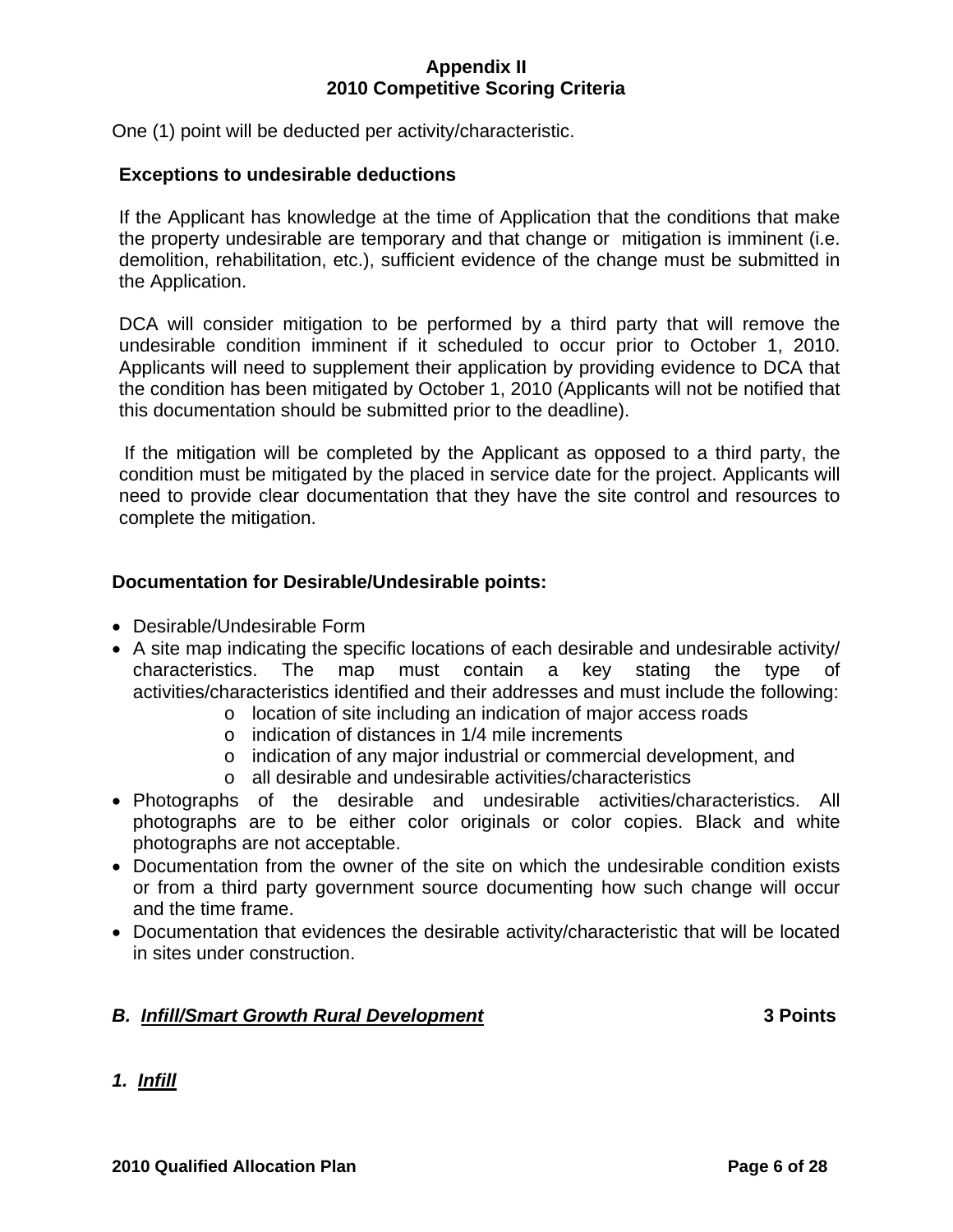# Appendix II
# 2010 Competitive Scoring Criteria

One (1) point will be deducted per activity/characteristic.

**Exceptions to undesirable deductions**

If the Applicant has knowledge at the time of Application that the conditions that make the property undesirable are temporary and that change or mitigation is imminent (i.e. demolition, rehabilitation, etc.), sufficient evidence of the change must be submitted in the Application.

DCA will consider mitigation to be performed by a third party that will remove the undesirable condition imminent if it scheduled to occur prior to October 1, 2010. Applicants will need to supplement their application by providing evidence to DCA that the condition has been mitigated by October 1, 2010 (Applicants will not be notified that this documentation should be submitted prior to the deadline).

If the mitigation will be completed by the Applicant as opposed to a third party, the condition must be mitigated by the placed in service date for the project. Applicants will need to provide clear documentation that they have the site control and resources to complete the mitigation.

**Documentation for Desirable/Undesirable points:**

- Desirable/Undesirable Form
- A site map indicating the specific locations of each desirable and undesirable activity/ characteristics. The map must contain a key stating the type of activities/characteristics identified and their addresses and must include the following:
  - location of site including an indication of major access roads
  - indication of distances in 1/4 mile increments
  - indication of any major industrial or commercial development, and
  - all desirable and undesirable activities/characteristics
- Photographs of the desirable and undesirable activities/characteristics. All photographs are to be either color originals or color copies. Black and white photographs are not acceptable.
- Documentation from the owner of the site on which the undesirable condition exists or from a third party government source documenting how such change will occur and the time frame.
- Documentation that evidences the desirable activity/characteristic that will be located in sites under construction.

## *B. Infill/Smart Growth Rural Development* — 3 Points

### *1. Infill*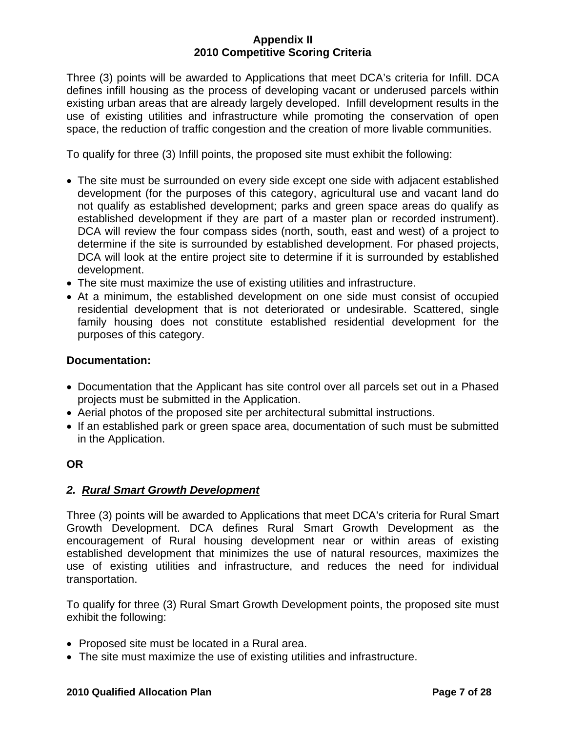**Appendix II**
**2010 Competitive Scoring Criteria**

Three (3) points will be awarded to Applications that meet DCA's criteria for Infill. DCA defines infill housing as the process of developing vacant or underused parcels within existing urban areas that are already largely developed. Infill development results in the use of existing utilities and infrastructure while promoting the conservation of open space, the reduction of traffic congestion and the creation of more livable communities.

To qualify for three (3) Infill points, the proposed site must exhibit the following:

- The site must be surrounded on every side except one side with adjacent established development (for the purposes of this category, agricultural use and vacant land do not qualify as established development; parks and green space areas do qualify as established development if they are part of a master plan or recorded instrument). DCA will review the four compass sides (north, south, east and west) of a project to determine if the site is surrounded by established development. For phased projects, DCA will look at the entire project site to determine if it is surrounded by established development.
- The site must maximize the use of existing utilities and infrastructure.
- At a minimum, the established development on one side must consist of occupied residential development that is not deteriorated or undesirable. Scattered, single family housing does not constitute established residential development for the purposes of this category.

**Documentation:**

- Documentation that the Applicant has site control over all parcels set out in a Phased projects must be submitted in the Application.
- Aerial photos of the proposed site per architectural submittal instructions.
- If an established park or green space area, documentation of such must be submitted in the Application.

**OR**

***2. Rural Smart Growth Development***

Three (3) points will be awarded to Applications that meet DCA's criteria for Rural Smart Growth Development. DCA defines Rural Smart Growth Development as the encouragement of Rural housing development near or within areas of existing established development that minimizes the use of natural resources, maximizes the use of existing utilities and infrastructure, and reduces the need for individual transportation.

To qualify for three (3) Rural Smart Growth Development points, the proposed site must exhibit the following:

- Proposed site must be located in a Rural area.
- The site must maximize the use of existing utilities and infrastructure.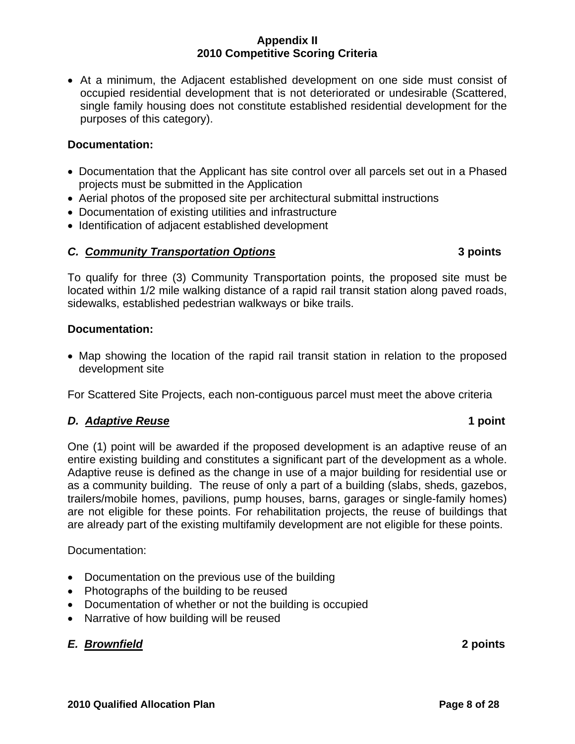- At a minimum, the Adjacent established development on one side must consist of occupied residential development that is not deteriorated or undesirable (Scattered, single family housing does not constitute established residential development for the purposes of this category).

**Documentation:**

- Documentation that the Applicant has site control over all parcels set out in a Phased projects must be submitted in the Application
- Aerial photos of the proposed site per architectural submittal instructions
- Documentation of existing utilities and infrastructure
- Identification of adjacent established development

### *C. Community Transportation Options* **3 points**

To qualify for three (3) Community Transportation points, the proposed site must be located within 1/2 mile walking distance of a rapid rail transit station along paved roads, sidewalks, established pedestrian walkways or bike trails.

**Documentation:**

- Map showing the location of the rapid rail transit station in relation to the proposed development site

For Scattered Site Projects, each non-contiguous parcel must meet the above criteria

### *D. Adaptive Reuse* **1 point**

One (1) point will be awarded if the proposed development is an adaptive reuse of an entire existing building and constitutes a significant part of the development as a whole. Adaptive reuse is defined as the change in use of a major building for residential use or as a community building. The reuse of only a part of a building (slabs, sheds, gazebos, trailers/mobile homes, pavilions, pump houses, barns, garages or single-family homes) are not eligible for these points. For rehabilitation projects, the reuse of buildings that are already part of the existing multifamily development are not eligible for these points.

Documentation:

- Documentation on the previous use of the building
- Photographs of the building to be reused
- Documentation of whether or not the building is occupied
- Narrative of how building will be reused

### *E. Brownfield* **2 points**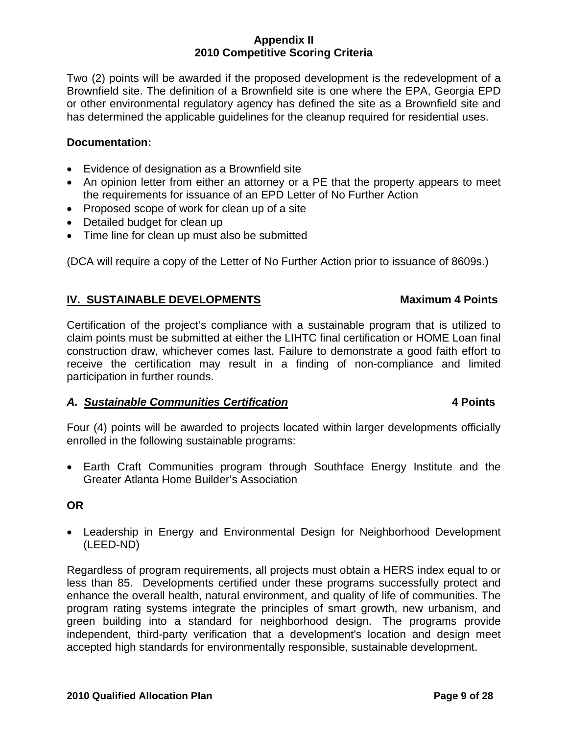Two (2) points will be awarded if the proposed development is the redevelopment of a Brownfield site. The definition of a Brownfield site is one where the EPA, Georgia EPD or other environmental regulatory agency has defined the site as a Brownfield site and has determined the applicable guidelines for the cleanup required for residential uses.

**Documentation:**

- Evidence of designation as a Brownfield site
- An opinion letter from either an attorney or a PE that the property appears to meet the requirements for issuance of an EPD Letter of No Further Action
- Proposed scope of work for clean up of a site
- Detailed budget for clean up
- Time line for clean up must also be submitted

(DCA will require a copy of the Letter of No Further Action prior to issuance of 8609s.)

## IV. SUSTAINABLE DEVELOPMENTS — Maximum 4 Points

Certification of the project's compliance with a sustainable program that is utilized to claim points must be submitted at either the LIHTC final certification or HOME Loan final construction draw, whichever comes last. Failure to demonstrate a good faith effort to receive the certification may result in a finding of non-compliance and limited participation in further rounds.

### *A. Sustainable Communities Certification* — 4 Points

Four (4) points will be awarded to projects located within larger developments officially enrolled in the following sustainable programs:

- Earth Craft Communities program through Southface Energy Institute and the Greater Atlanta Home Builder's Association

**OR**

- Leadership in Energy and Environmental Design for Neighborhood Development (LEED-ND)

Regardless of program requirements, all projects must obtain a HERS index equal to or less than 85. Developments certified under these programs successfully protect and enhance the overall health, natural environment, and quality of life of communities. The program rating systems integrate the principles of smart growth, new urbanism, and green building into a standard for neighborhood design. The programs provide independent, third-party verification that a development's location and design meet accepted high standards for environmentally responsible, sustainable development.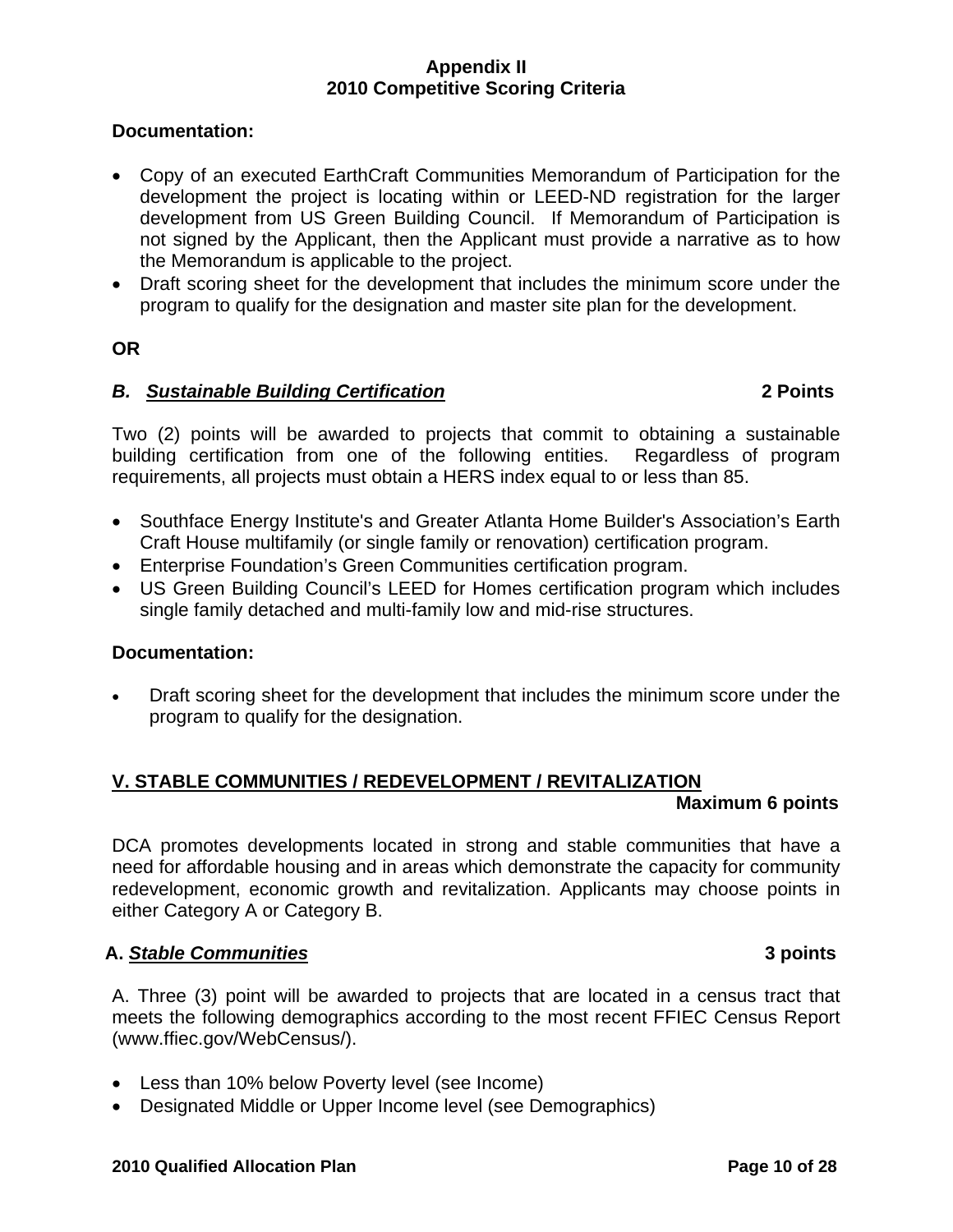**Documentation:**

- Copy of an executed EarthCraft Communities Memorandum of Participation for the development the project is locating within or LEED-ND registration for the larger development from US Green Building Council. If Memorandum of Participation is not signed by the Applicant, then the Applicant must provide a narrative as to how the Memorandum is applicable to the project.
- Draft scoring sheet for the development that includes the minimum score under the program to qualify for the designation and master site plan for the development.

**OR**

***B. <u>Sustainable Building Certification</u>*** **2 Points**

Two (2) points will be awarded to projects that commit to obtaining a sustainable building certification from one of the following entities. Regardless of program requirements, all projects must obtain a HERS index equal to or less than 85.

- Southface Energy Institute's and Greater Atlanta Home Builder's Association's Earth Craft House multifamily (or single family or renovation) certification program.
- Enterprise Foundation's Green Communities certification program.
- US Green Building Council's LEED for Homes certification program which includes single family detached and multi-family low and mid-rise structures.

**Documentation:**

- Draft scoring sheet for the development that includes the minimum score under the program to qualify for the designation.

## <u>V. STABLE COMMUNITIES / REDEVELOPMENT / REVITALIZATION</u>

**Maximum 6 points**

DCA promotes developments located in strong and stable communities that have a need for affordable housing and in areas which demonstrate the capacity for community redevelopment, economic growth and revitalization. Applicants may choose points in either Category A or Category B.

**A. *<u>Stable Communities</u>*** **3 points**

A. Three (3) point will be awarded to projects that are located in a census tract that meets the following demographics according to the most recent FFIEC Census Report (www.ffiec.gov/WebCensus/).

- Less than 10% below Poverty level (see Income)
- Designated Middle or Upper Income level (see Demographics)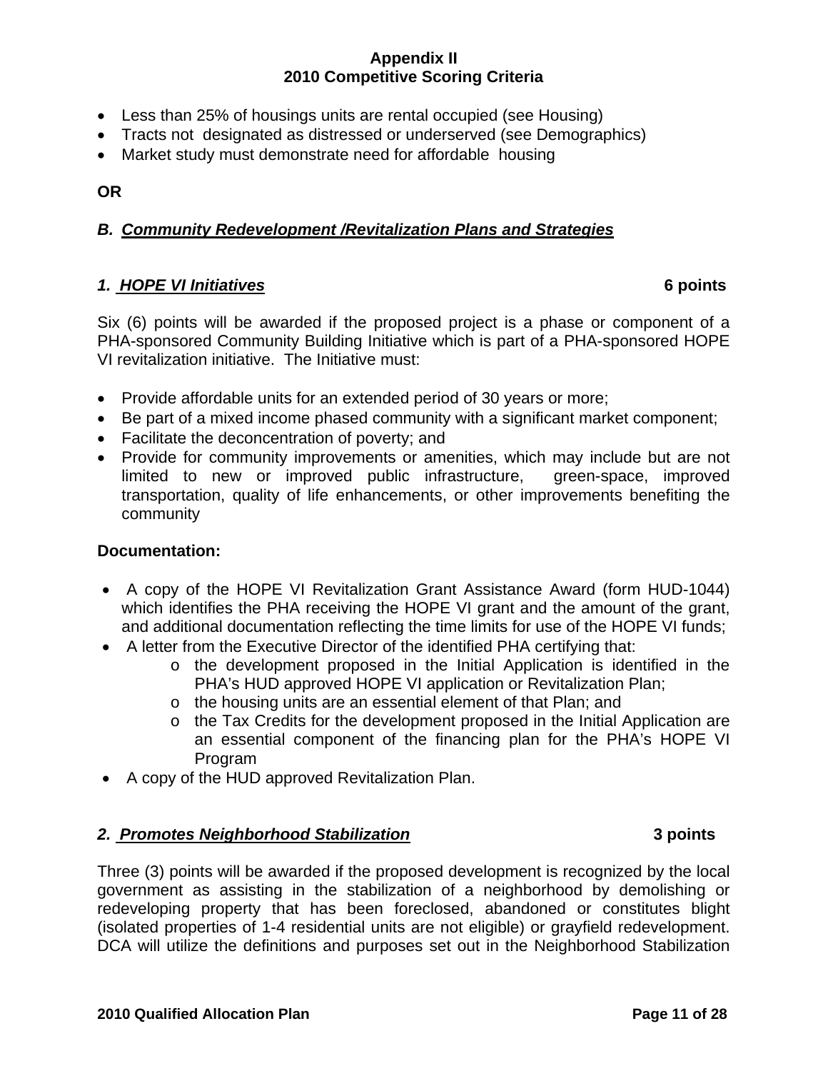**Appendix II**
**2010 Competitive Scoring Criteria**

- Less than 25% of housings units are rental occupied (see Housing)
- Tracts not designated as distressed or underserved (see Demographics)
- Market study must demonstrate need for affordable housing

**OR**

### *B. Community Redevelopment /Revitalization Plans and Strategies*

#### *1. HOPE VI Initiatives* — 6 points

Six (6) points will be awarded if the proposed project is a phase or component of a PHA-sponsored Community Building Initiative which is part of a PHA-sponsored HOPE VI revitalization initiative. The Initiative must:

- Provide affordable units for an extended period of 30 years or more;
- Be part of a mixed income phased community with a significant market component;
- Facilitate the deconcentration of poverty; and
- Provide for community improvements or amenities, which may include but are not limited to new or improved public infrastructure, green-space, improved transportation, quality of life enhancements, or other improvements benefiting the community

**Documentation:**

- A copy of the HOPE VI Revitalization Grant Assistance Award (form HUD-1044) which identifies the PHA receiving the HOPE VI grant and the amount of the grant, and additional documentation reflecting the time limits for use of the HOPE VI funds;
- A letter from the Executive Director of the identified PHA certifying that:
  - the development proposed in the Initial Application is identified in the PHA's HUD approved HOPE VI application or Revitalization Plan;
  - the housing units are an essential element of that Plan; and
  - the Tax Credits for the development proposed in the Initial Application are an essential component of the financing plan for the PHA's HOPE VI Program
- A copy of the HUD approved Revitalization Plan.

#### *2. Promotes Neighborhood Stabilization* — 3 points

Three (3) points will be awarded if the proposed development is recognized by the local government as assisting in the stabilization of a neighborhood by demolishing or redeveloping property that has been foreclosed, abandoned or constitutes blight (isolated properties of 1-4 residential units are not eligible) or grayfield redevelopment. DCA will utilize the definitions and purposes set out in the Neighborhood Stabilization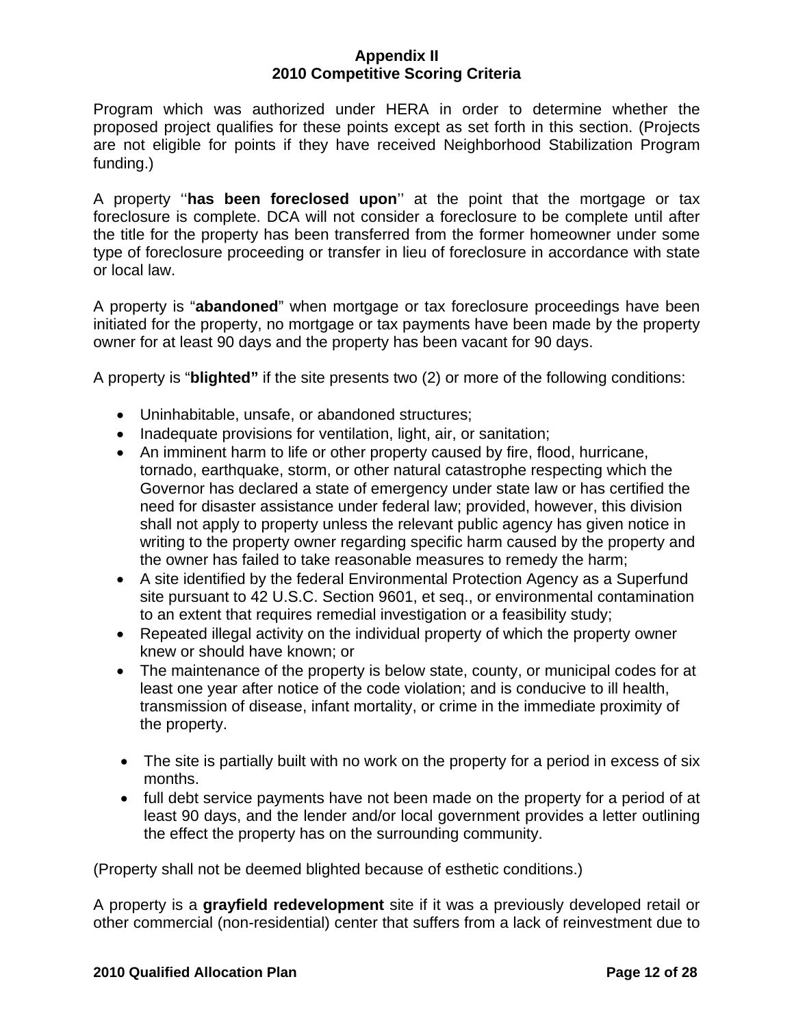**Appendix II**
**2010 Competitive Scoring Criteria**

Program which was authorized under HERA in order to determine whether the proposed project qualifies for these points except as set forth in this section. (Projects are not eligible for points if they have received Neighborhood Stabilization Program funding.)

A property ''**has been foreclosed upon**'' at the point that the mortgage or tax foreclosure is complete. DCA will not consider a foreclosure to be complete until after the title for the property has been transferred from the former homeowner under some type of foreclosure proceeding or transfer in lieu of foreclosure in accordance with state or local law.

A property is "**abandoned**" when mortgage or tax foreclosure proceedings have been initiated for the property, no mortgage or tax payments have been made by the property owner for at least 90 days and the property has been vacant for 90 days.

A property is "**blighted"** if the site presents two (2) or more of the following conditions:

- Uninhabitable, unsafe, or abandoned structures;
- Inadequate provisions for ventilation, light, air, or sanitation;
- An imminent harm to life or other property caused by fire, flood, hurricane, tornado, earthquake, storm, or other natural catastrophe respecting which the Governor has declared a state of emergency under state law or has certified the need for disaster assistance under federal law; provided, however, this division shall not apply to property unless the relevant public agency has given notice in writing to the property owner regarding specific harm caused by the property and the owner has failed to take reasonable measures to remedy the harm;
- A site identified by the federal Environmental Protection Agency as a Superfund site pursuant to 42 U.S.C. Section 9601, et seq., or environmental contamination to an extent that requires remedial investigation or a feasibility study;
- Repeated illegal activity on the individual property of which the property owner knew or should have known; or
- The maintenance of the property is below state, county, or municipal codes for at least one year after notice of the code violation; and is conducive to ill health, transmission of disease, infant mortality, or crime in the immediate proximity of the property.

- The site is partially built with no work on the property for a period in excess of six months.
- full debt service payments have not been made on the property for a period of at least 90 days, and the lender and/or local government provides a letter outlining the effect the property has on the surrounding community.

(Property shall not be deemed blighted because of esthetic conditions.)

A property is a **grayfield redevelopment** site if it was a previously developed retail or other commercial (non-residential) center that suffers from a lack of reinvestment due to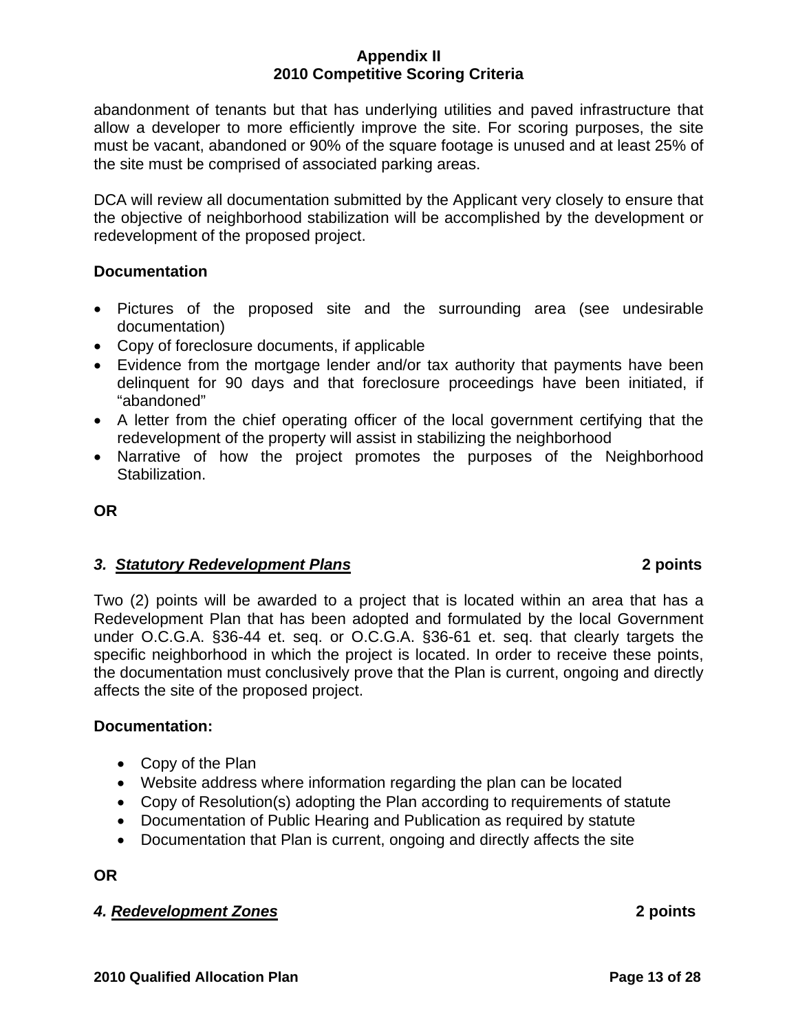abandonment of tenants but that has underlying utilities and paved infrastructure that allow a developer to more efficiently improve the site. For scoring purposes, the site must be vacant, abandoned or 90% of the square footage is unused and at least 25% of the site must be comprised of associated parking areas.

DCA will review all documentation submitted by the Applicant very closely to ensure that the objective of neighborhood stabilization will be accomplished by the development or redevelopment of the proposed project.

**Documentation**

- Pictures of the proposed site and the surrounding area (see undesirable documentation)
- Copy of foreclosure documents, if applicable
- Evidence from the mortgage lender and/or tax authority that payments have been delinquent for 90 days and that foreclosure proceedings have been initiated, if "abandoned"
- A letter from the chief operating officer of the local government certifying that the redevelopment of the property will assist in stabilizing the neighborhood
- Narrative of how the project promotes the purposes of the Neighborhood Stabilization.

**OR**

### *3. Statutory Redevelopment Plans* — 2 points

Two (2) points will be awarded to a project that is located within an area that has a Redevelopment Plan that has been adopted and formulated by the local Government under O.C.G.A. §36-44 et. seq. or O.C.G.A. §36-61 et. seq. that clearly targets the specific neighborhood in which the project is located. In order to receive these points, the documentation must conclusively prove that the Plan is current, ongoing and directly affects the site of the proposed project.

**Documentation:**

- Copy of the Plan
- Website address where information regarding the plan can be located
- Copy of Resolution(s) adopting the Plan according to requirements of statute
- Documentation of Public Hearing and Publication as required by statute
- Documentation that Plan is current, ongoing and directly affects the site

**OR**

### *4. Redevelopment Zones* — 2 points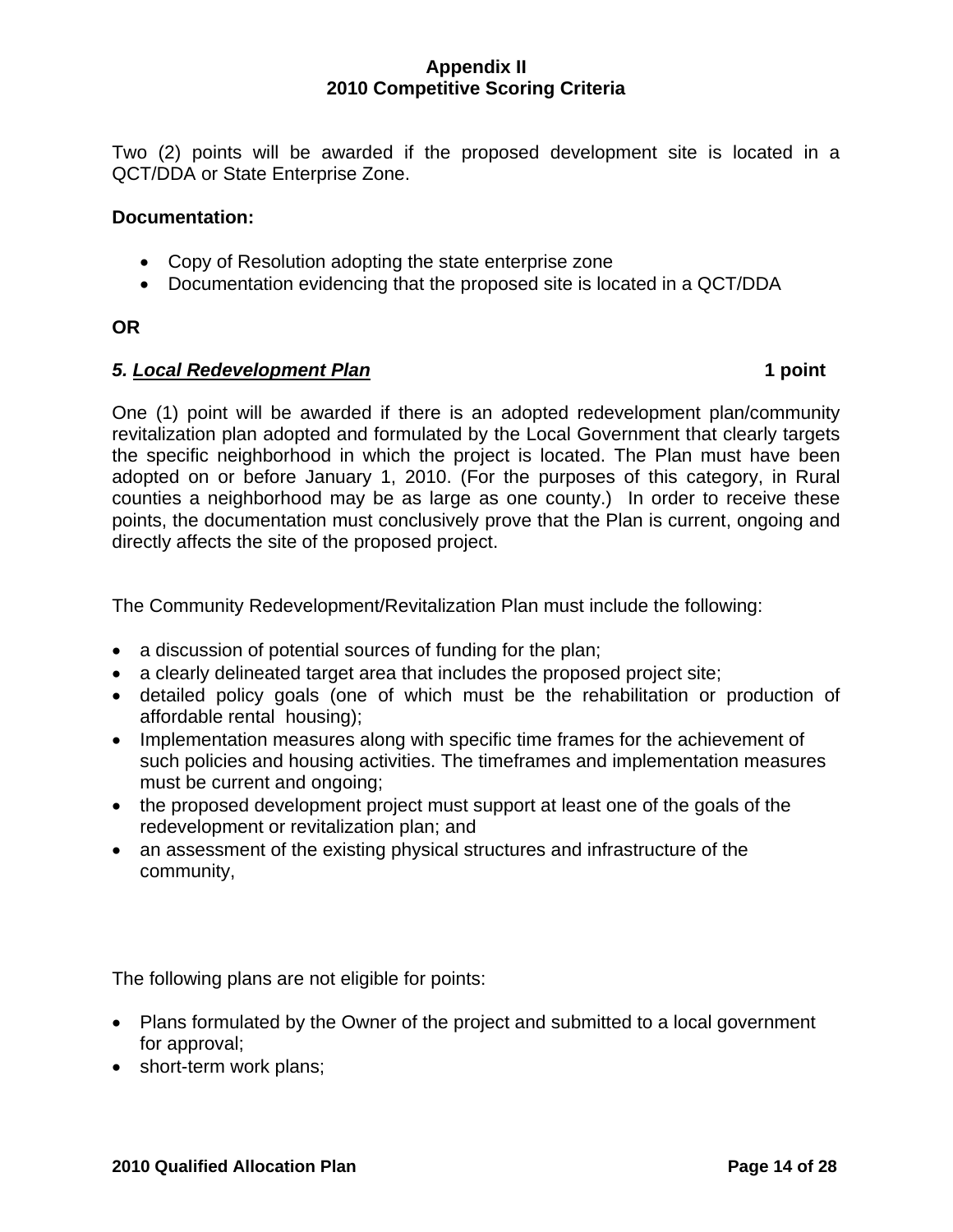Two (2) points will be awarded if the proposed development site is located in a QCT/DDA or State Enterprise Zone.

**Documentation:**

- Copy of Resolution adopting the state enterprise zone
- Documentation evidencing that the proposed site is located in a QCT/DDA

**OR**

***5. Local Redevelopment Plan*** **1 point**

One (1) point will be awarded if there is an adopted redevelopment plan/community revitalization plan adopted and formulated by the Local Government that clearly targets the specific neighborhood in which the project is located. The Plan must have been adopted on or before January 1, 2010. (For the purposes of this category, in Rural counties a neighborhood may be as large as one county.) In order to receive these points, the documentation must conclusively prove that the Plan is current, ongoing and directly affects the site of the proposed project.

The Community Redevelopment/Revitalization Plan must include the following:

- a discussion of potential sources of funding for the plan;
- a clearly delineated target area that includes the proposed project site;
- detailed policy goals (one of which must be the rehabilitation or production of affordable rental housing);
- Implementation measures along with specific time frames for the achievement of such policies and housing activities. The timeframes and implementation measures must be current and ongoing;
- the proposed development project must support at least one of the goals of the redevelopment or revitalization plan; and
- an assessment of the existing physical structures and infrastructure of the community,

The following plans are not eligible for points:

- Plans formulated by the Owner of the project and submitted to a local government for approval;
- short-term work plans;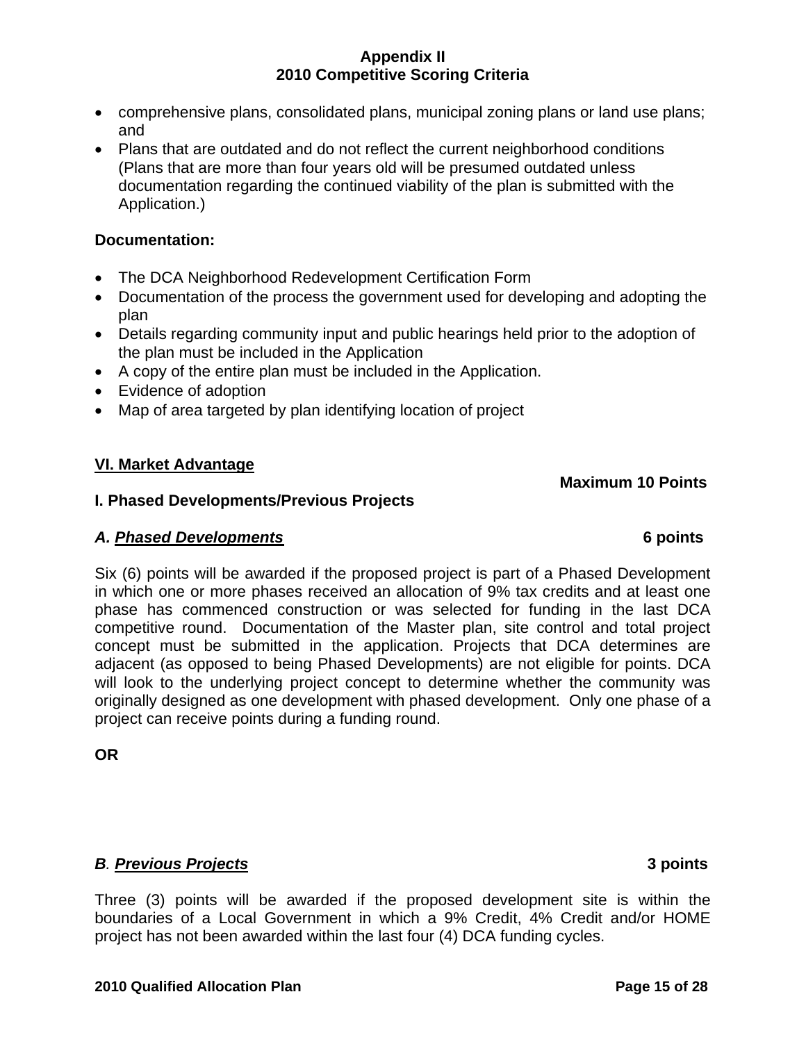- comprehensive plans, consolidated plans, municipal zoning plans or land use plans; and
- Plans that are outdated and do not reflect the current neighborhood conditions (Plans that are more than four years old will be presumed outdated unless documentation regarding the continued viability of the plan is submitted with the Application.)

**Documentation:**

- The DCA Neighborhood Redevelopment Certification Form
- Documentation of the process the government used for developing and adopting the plan
- Details regarding community input and public hearings held prior to the adoption of the plan must be included in the Application
- A copy of the entire plan must be included in the Application.
- Evidence of adoption
- Map of area targeted by plan identifying location of project

## **VI. Market Advantage**

**Maximum 10 Points**

### I. Phased Developments/Previous Projects

***A. Phased Developments*** **6 points**

Six (6) points will be awarded if the proposed project is part of a Phased Development in which one or more phases received an allocation of 9% tax credits and at least one phase has commenced construction or was selected for funding in the last DCA competitive round. Documentation of the Master plan, site control and total project concept must be submitted in the application. Projects that DCA determines are adjacent (as opposed to being Phased Developments) are not eligible for points. DCA will look to the underlying project concept to determine whether the community was originally designed as one development with phased development. Only one phase of a project can receive points during a funding round.

**OR**

***B. Previous Projects*** **3 points**

Three (3) points will be awarded if the proposed development site is within the boundaries of a Local Government in which a 9% Credit, 4% Credit and/or HOME project has not been awarded within the last four (4) DCA funding cycles.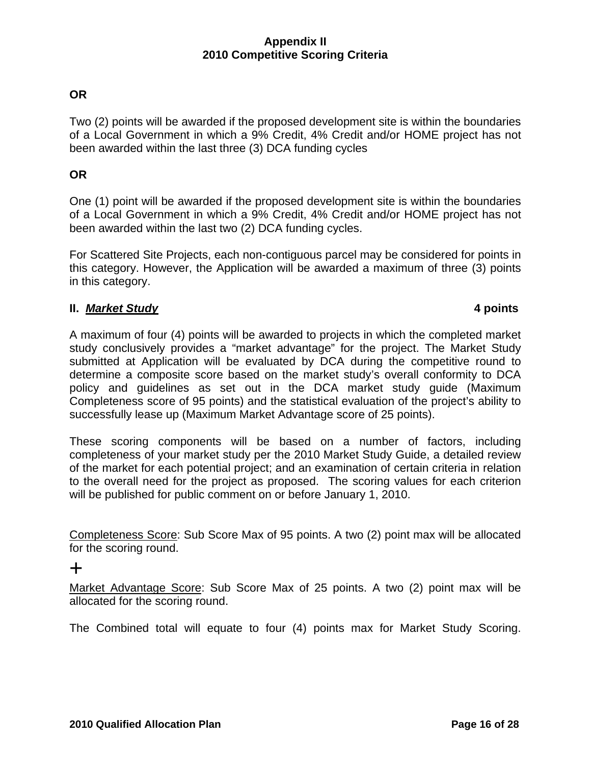**OR**

Two (2) points will be awarded if the proposed development site is within the boundaries of a Local Government in which a 9% Credit, 4% Credit and/or HOME project has not been awarded within the last three (3) DCA funding cycles

**OR**

One (1) point will be awarded if the proposed development site is within the boundaries of a Local Government in which a 9% Credit, 4% Credit and/or HOME project has not been awarded within the last two (2) DCA funding cycles.

For Scattered Site Projects, each non-contiguous parcel may be considered for points in this category. However, the Application will be awarded a maximum of three (3) points in this category.

### II. ***Market Study*** — 4 points

A maximum of four (4) points will be awarded to projects in which the completed market study conclusively provides a "market advantage" for the project. The Market Study submitted at Application will be evaluated by DCA during the competitive round to determine a composite score based on the market study's overall conformity to DCA policy and guidelines as set out in the DCA market study guide (Maximum Completeness score of 95 points) and the statistical evaluation of the project's ability to successfully lease up (Maximum Market Advantage score of 25 points).

These scoring components will be based on a number of factors, including completeness of your market study per the 2010 Market Study Guide, a detailed review of the market for each potential project; and an examination of certain criteria in relation to the overall need for the project as proposed. The scoring values for each criterion will be published for public comment on or before January 1, 2010.

Completeness Score: Sub Score Max of 95 points. A two (2) point max will be allocated for the scoring round.

+

Market Advantage Score: Sub Score Max of 25 points. A two (2) point max will be allocated for the scoring round.

The Combined total will equate to four (4) points max for Market Study Scoring.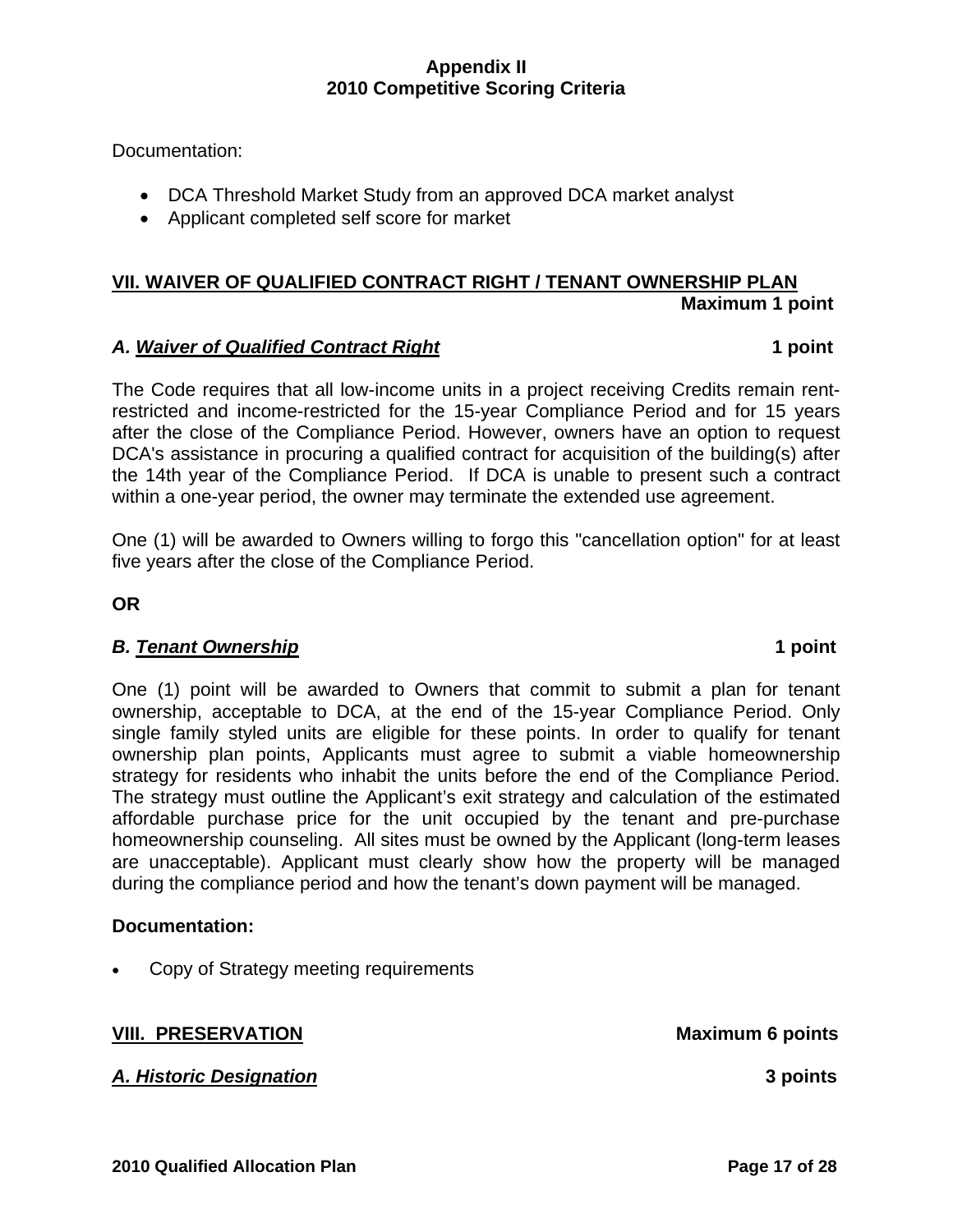Documentation:

- DCA Threshold Market Study from an approved DCA market analyst
- Applicant completed self score for market

## VII. WAIVER OF QUALIFIED CONTRACT RIGHT / TENANT OWNERSHIP PLAN

**Maximum 1 point**

### *A. Waiver of Qualified Contract Right* **1 point**

The Code requires that all low-income units in a project receiving Credits remain rent-restricted and income-restricted for the 15-year Compliance Period and for 15 years after the close of the Compliance Period. However, owners have an option to request DCA's assistance in procuring a qualified contract for acquisition of the building(s) after the 14th year of the Compliance Period. If DCA is unable to present such a contract within a one-year period, the owner may terminate the extended use agreement.

One (1) will be awarded to Owners willing to forgo this "cancellation option" for at least five years after the close of the Compliance Period.

**OR**

### *B. Tenant Ownership* **1 point**

One (1) point will be awarded to Owners that commit to submit a plan for tenant ownership, acceptable to DCA, at the end of the 15-year Compliance Period. Only single family styled units are eligible for these points. In order to qualify for tenant ownership plan points, Applicants must agree to submit a viable homeownership strategy for residents who inhabit the units before the end of the Compliance Period. The strategy must outline the Applicant's exit strategy and calculation of the estimated affordable purchase price for the unit occupied by the tenant and pre-purchase homeownership counseling. All sites must be owned by the Applicant (long-term leases are unacceptable). Applicant must clearly show how the property will be managed during the compliance period and how the tenant's down payment will be managed.

**Documentation:**

- Copy of Strategy meeting requirements

## VIII. PRESERVATION **Maximum 6 points**

### *A. Historic Designation* **3 points**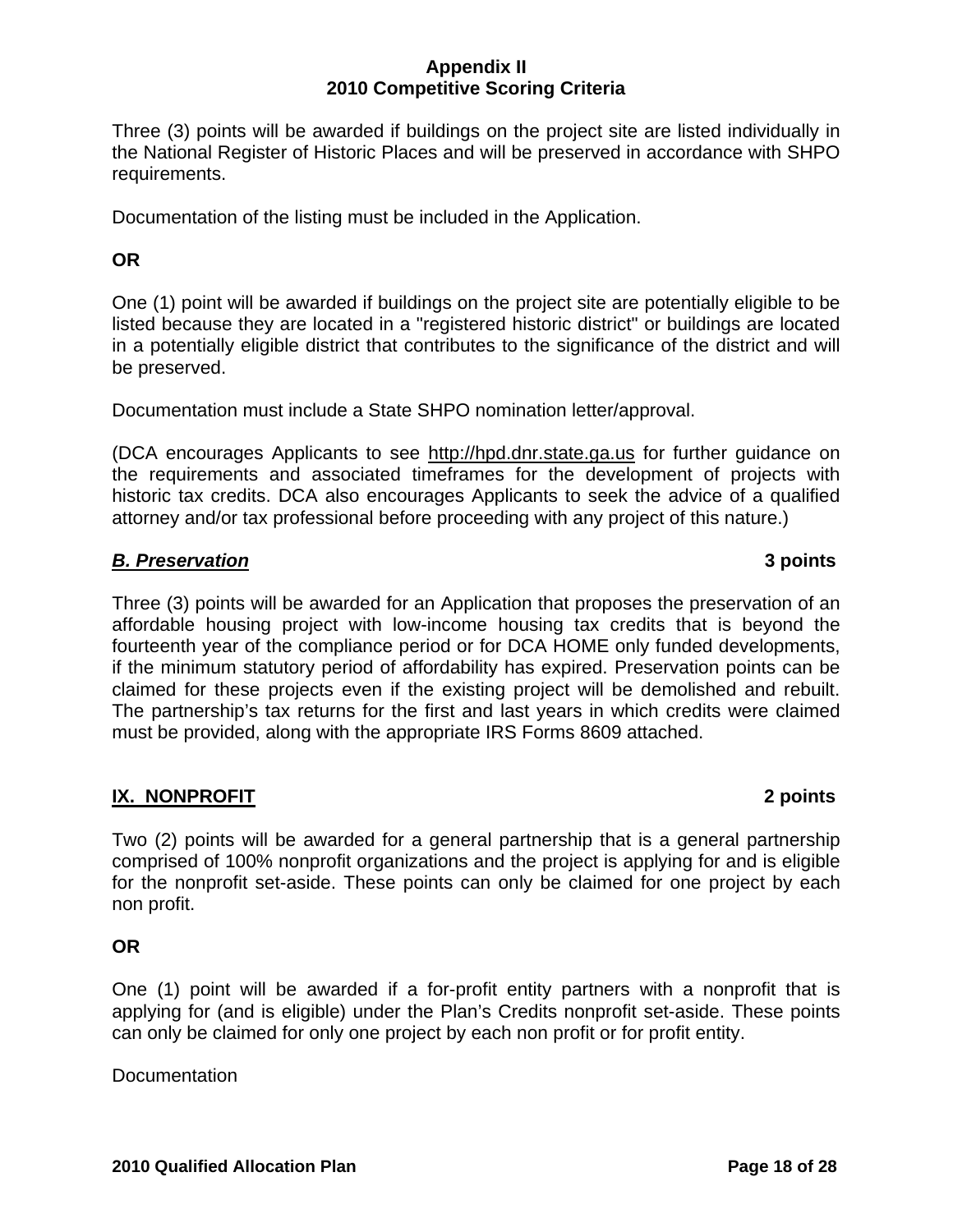## Appendix II
## 2010 Competitive Scoring Criteria

Three (3) points will be awarded if buildings on the project site are listed individually in the National Register of Historic Places and will be preserved in accordance with SHPO requirements.

Documentation of the listing must be included in the Application.

**OR**

One (1) point will be awarded if buildings on the project site are potentially eligible to be listed because they are located in a "registered historic district" or buildings are located in a potentially eligible district that contributes to the significance of the district and will be preserved.

Documentation must include a State SHPO nomination letter/approval.

(DCA encourages Applicants to see http://hpd.dnr.state.ga.us for further guidance on the requirements and associated timeframes for the development of projects with historic tax credits. DCA also encourages Applicants to seek the advice of a qualified attorney and/or tax professional before proceeding with any project of this nature.)

***B. Preservation*** **3 points**

Three (3) points will be awarded for an Application that proposes the preservation of an affordable housing project with low-income housing tax credits that is beyond the fourteenth year of the compliance period or for DCA HOME only funded developments, if the minimum statutory period of affordability has expired. Preservation points can be claimed for these projects even if the existing project will be demolished and rebuilt. The partnership's tax returns for the first and last years in which credits were claimed must be provided, along with the appropriate IRS Forms 8609 attached.

**IX. NONPROFIT** **2 points**

Two (2) points will be awarded for a general partnership that is a general partnership comprised of 100% nonprofit organizations and the project is applying for and is eligible for the nonprofit set-aside. These points can only be claimed for one project by each non profit.

**OR**

One (1) point will be awarded if a for-profit entity partners with a nonprofit that is applying for (and is eligible) under the Plan's Credits nonprofit set-aside. These points can only be claimed for only one project by each non profit or for profit entity.

Documentation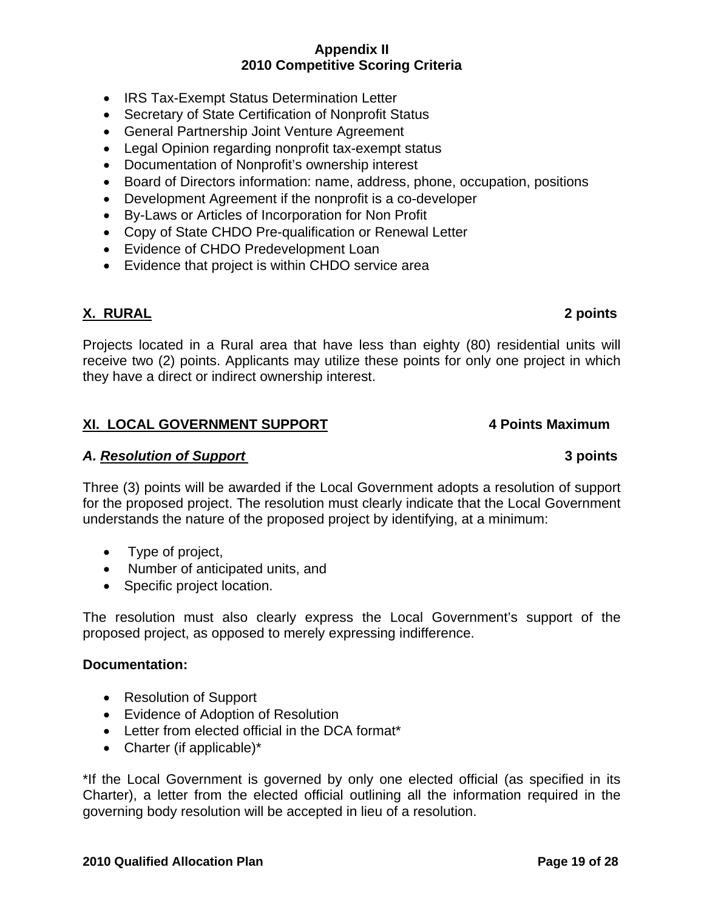## Appendix II
## 2010 Competitive Scoring Criteria

- IRS Tax-Exempt Status Determination Letter
- Secretary of State Certification of Nonprofit Status
- General Partnership Joint Venture Agreement
- Legal Opinion regarding nonprofit tax-exempt status
- Documentation of Nonprofit's ownership interest
- Board of Directors information: name, address, phone, occupation, positions
- Development Agreement if the nonprofit is a co-developer
- By-Laws or Articles of Incorporation for Non Profit
- Copy of State CHDO Pre-qualification or Renewal Letter
- Evidence of CHDO Predevelopment Loan
- Evidence that project is within CHDO service area

### X. RURAL — 2 points

Projects located in a Rural area that have less than eighty (80) residential units will receive two (2) points. Applicants may utilize these points for only one project in which they have a direct or indirect ownership interest.

### XI. LOCAL GOVERNMENT SUPPORT — 4 Points Maximum

#### *A. Resolution of Support* — 3 points

Three (3) points will be awarded if the Local Government adopts a resolution of support for the proposed project. The resolution must clearly indicate that the Local Government understands the nature of the proposed project by identifying, at a minimum:

- Type of project,
- Number of anticipated units, and
- Specific project location.

The resolution must also clearly express the Local Government's support of the proposed project, as opposed to merely expressing indifference.

**Documentation:**

- Resolution of Support
- Evidence of Adoption of Resolution
- Letter from elected official in the DCA format*
- Charter (if applicable)*

*If the Local Government is governed by only one elected official (as specified in its Charter), a letter from the elected official outlining all the information required in the governing body resolution will be accepted in lieu of a resolution.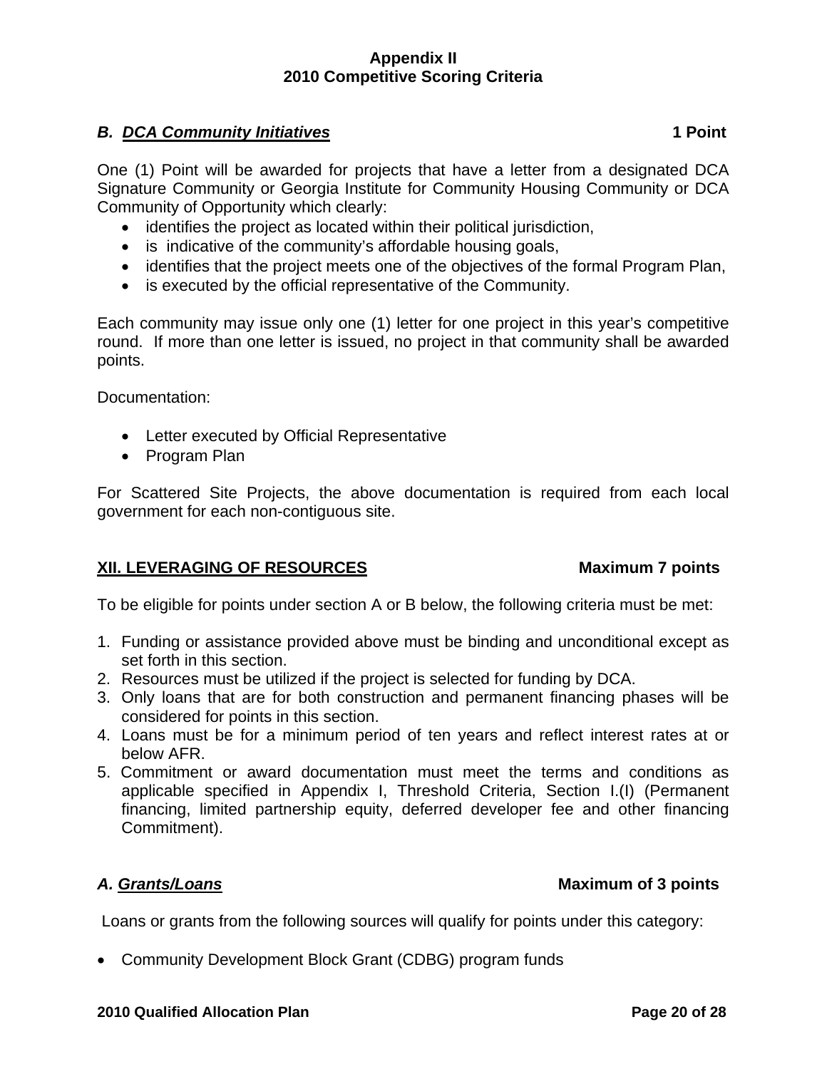**Appendix II**
**2010 Competitive Scoring Criteria**

### *B. DCA Community Initiatives* — 1 Point

One (1) Point will be awarded for projects that have a letter from a designated DCA Signature Community or Georgia Institute for Community Housing Community or DCA Community of Opportunity which clearly:

- identifies the project as located within their political jurisdiction,
- is indicative of the community's affordable housing goals,
- identifies that the project meets one of the objectives of the formal Program Plan,
- is executed by the official representative of the Community.

Each community may issue only one (1) letter for one project in this year's competitive round. If more than one letter is issued, no project in that community shall be awarded points.

Documentation:

- Letter executed by Official Representative
- Program Plan

For Scattered Site Projects, the above documentation is required from each local government for each non-contiguous site.

## XII. LEVERAGING OF RESOURCES — Maximum 7 points

To be eligible for points under section A or B below, the following criteria must be met:

1. Funding or assistance provided above must be binding and unconditional except as set forth in this section.
2. Resources must be utilized if the project is selected for funding by DCA.
3. Only loans that are for both construction and permanent financing phases will be considered for points in this section.
4. Loans must be for a minimum period of ten years and reflect interest rates at or below AFR.
5. Commitment or award documentation must meet the terms and conditions as applicable specified in Appendix I, Threshold Criteria, Section I.(I) (Permanent financing, limited partnership equity, deferred developer fee and other financing Commitment).

### *A. Grants/Loans* — Maximum of 3 points

Loans or grants from the following sources will qualify for points under this category:

- Community Development Block Grant (CDBG) program funds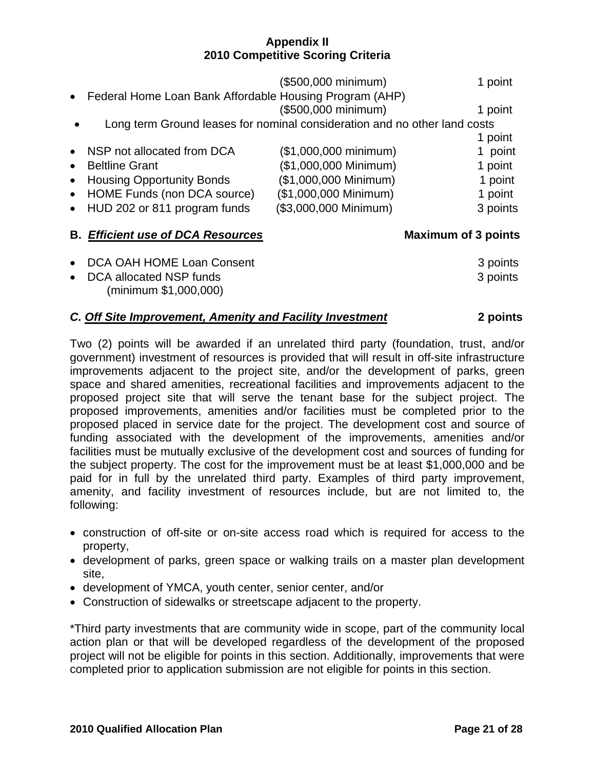**Appendix II**
**2010 Competitive Scoring Criteria**

| | | |
|---|---|---|
| | ($500,000 minimum) | 1 point |
| • Federal Home Loan Bank Affordable Housing Program (AHP) | ($500,000 minimum) | 1 point |
| • Long term Ground leases for nominal consideration and no other land costs | | 1 point |
| • NSP not allocated from DCA | ($1,000,000 minimum) | 1 point |
| • Beltline Grant | ($1,000,000 Minimum) | 1 point |
| • Housing Opportunity Bonds | ($1,000,000 Minimum) | 1 point |
| • HOME Funds (non DCA source) | ($1,000,000 Minimum) | 1 point |
| • HUD 202 or 811 program funds | ($3,000,000 Minimum) | 3 points |

### B. ***Efficient use of DCA Resources*** — Maximum of 3 points

- DCA OAH HOME Loan Consent — 3 points
- DCA allocated NSP funds (minimum $1,000,000) — 3 points

### *C. Off Site Improvement, Amenity and Facility Investment* — 2 points

Two (2) points will be awarded if an unrelated third party (foundation, trust, and/or government) investment of resources is provided that will result in off-site infrastructure improvements adjacent to the project site, and/or the development of parks, green space and shared amenities, recreational facilities and improvements adjacent to the proposed project site that will serve the tenant base for the subject project. The proposed improvements, amenities and/or facilities must be completed prior to the proposed placed in service date for the project. The development cost and source of funding associated with the development of the improvements, amenities and/or facilities must be mutually exclusive of the development cost and sources of funding for the subject property. The cost for the improvement must be at least $1,000,000 and be paid for in full by the unrelated third party. Examples of third party improvement, amenity, and facility investment of resources include, but are not limited to, the following:

- construction of off-site or on-site access road which is required for access to the property,
- development of parks, green space or walking trails on a master plan development site,
- development of YMCA, youth center, senior center, and/or
- Construction of sidewalks or streetscape adjacent to the property.

*Third party investments that are community wide in scope, part of the community local action plan or that will be developed regardless of the development of the proposed project will not be eligible for points in this section. Additionally, improvements that were completed prior to application submission are not eligible for points in this section.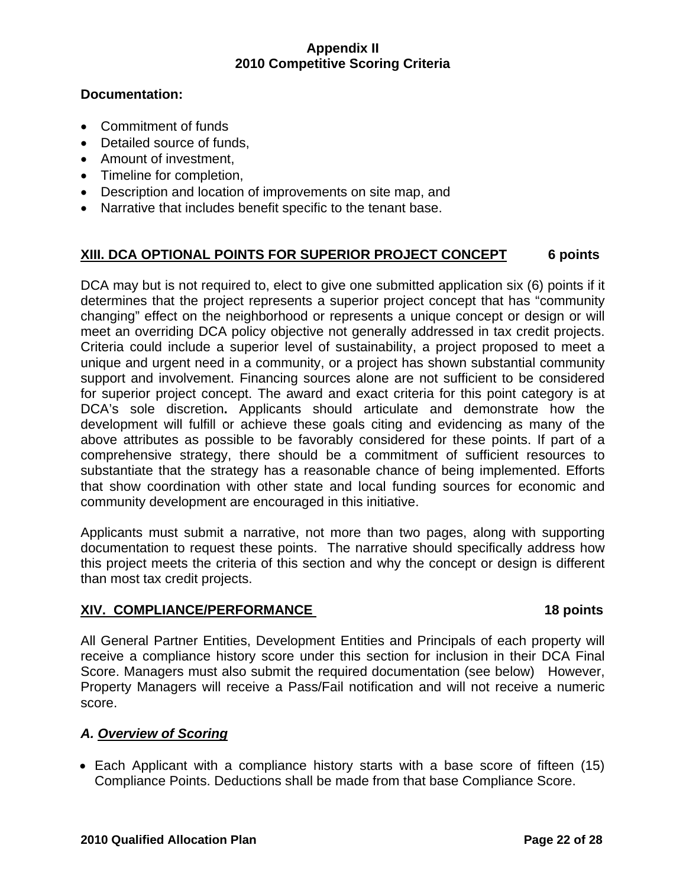**Appendix II**
**2010 Competitive Scoring Criteria**

**Documentation:**

- Commitment of funds
- Detailed source of funds,
- Amount of investment,
- Timeline for completion,
- Description and location of improvements on site map, and
- Narrative that includes benefit specific to the tenant base.

## XIII. DCA OPTIONAL POINTS FOR SUPERIOR PROJECT CONCEPT 6 points

DCA may but is not required to, elect to give one submitted application six (6) points if it determines that the project represents a superior project concept that has "community changing" effect on the neighborhood or represents a unique concept or design or will meet an overriding DCA policy objective not generally addressed in tax credit projects. Criteria could include a superior level of sustainability, a project proposed to meet a unique and urgent need in a community, or a project has shown substantial community support and involvement. Financing sources alone are not sufficient to be considered for superior project concept. The award and exact criteria for this point category is at DCA's sole discretion**.** Applicants should articulate and demonstrate how the development will fulfill or achieve these goals citing and evidencing as many of the above attributes as possible to be favorably considered for these points. If part of a comprehensive strategy, there should be a commitment of sufficient resources to substantiate that the strategy has a reasonable chance of being implemented. Efforts that show coordination with other state and local funding sources for economic and community development are encouraged in this initiative.

Applicants must submit a narrative, not more than two pages, along with supporting documentation to request these points. The narrative should specifically address how this project meets the criteria of this section and why the concept or design is different than most tax credit projects.

## XIV. COMPLIANCE/PERFORMANCE 18 points

All General Partner Entities, Development Entities and Principals of each property will receive a compliance history score under this section for inclusion in their DCA Final Score. Managers must also submit the required documentation (see below) However, Property Managers will receive a Pass/Fail notification and will not receive a numeric score.

### *A. Overview of Scoring*

- Each Applicant with a compliance history starts with a base score of fifteen (15) Compliance Points. Deductions shall be made from that base Compliance Score.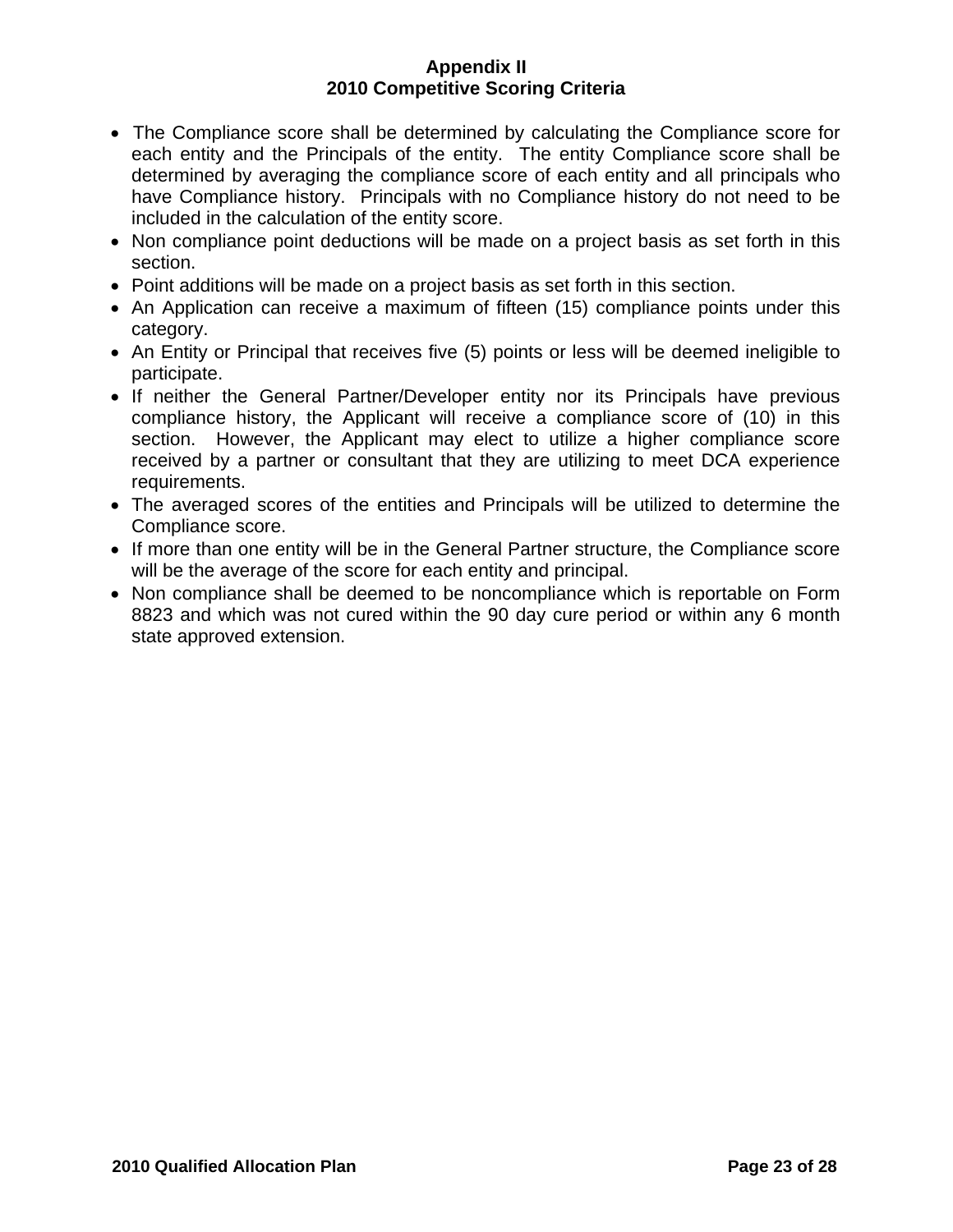# Appendix II
## 2010 Competitive Scoring Criteria

- The Compliance score shall be determined by calculating the Compliance score for each entity and the Principals of the entity. The entity Compliance score shall be determined by averaging the compliance score of each entity and all principals who have Compliance history. Principals with no Compliance history do not need to be included in the calculation of the entity score.
- Non compliance point deductions will be made on a project basis as set forth in this section.
- Point additions will be made on a project basis as set forth in this section.
- An Application can receive a maximum of fifteen (15) compliance points under this category.
- An Entity or Principal that receives five (5) points or less will be deemed ineligible to participate.
- If neither the General Partner/Developer entity nor its Principals have previous compliance history, the Applicant will receive a compliance score of (10) in this section. However, the Applicant may elect to utilize a higher compliance score received by a partner or consultant that they are utilizing to meet DCA experience requirements.
- The averaged scores of the entities and Principals will be utilized to determine the Compliance score.
- If more than one entity will be in the General Partner structure, the Compliance score will be the average of the score for each entity and principal.
- Non compliance shall be deemed to be noncompliance which is reportable on Form 8823 and which was not cured within the 90 day cure period or within any 6 month state approved extension.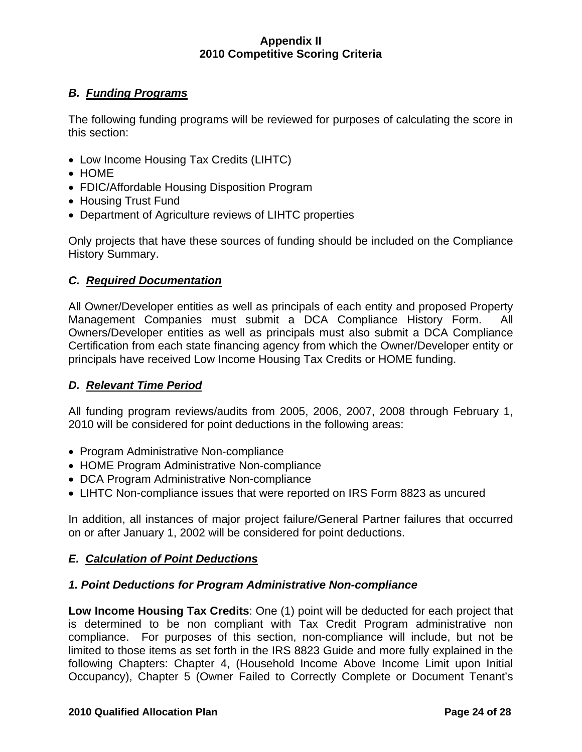**Appendix II**
**2010 Competitive Scoring Criteria**

### *B. Funding Programs*

The following funding programs will be reviewed for purposes of calculating the score in this section:

- Low Income Housing Tax Credits (LIHTC)
- HOME
- FDIC/Affordable Housing Disposition Program
- Housing Trust Fund
- Department of Agriculture reviews of LIHTC properties

Only projects that have these sources of funding should be included on the Compliance History Summary.

### *C. Required Documentation*

All Owner/Developer entities as well as principals of each entity and proposed Property Management Companies must submit a DCA Compliance History Form. All Owners/Developer entities as well as principals must also submit a DCA Compliance Certification from each state financing agency from which the Owner/Developer entity or principals have received Low Income Housing Tax Credits or HOME funding.

### *D. Relevant Time Period*

All funding program reviews/audits from 2005, 2006, 2007, 2008 through February 1, 2010 will be considered for point deductions in the following areas:

- Program Administrative Non-compliance
- HOME Program Administrative Non-compliance
- DCA Program Administrative Non-compliance
- LIHTC Non-compliance issues that were reported on IRS Form 8823 as uncured

In addition, all instances of major project failure/General Partner failures that occurred on or after January 1, 2002 will be considered for point deductions.

### *E. Calculation of Point Deductions*

#### *1. Point Deductions for Program Administrative Non-compliance*

**Low Income Housing Tax Credits**: One (1) point will be deducted for each project that is determined to be non compliant with Tax Credit Program administrative non compliance. For purposes of this section, non-compliance will include, but not be limited to those items as set forth in the IRS 8823 Guide and more fully explained in the following Chapters: Chapter 4, (Household Income Above Income Limit upon Initial Occupancy), Chapter 5 (Owner Failed to Correctly Complete or Document Tenant's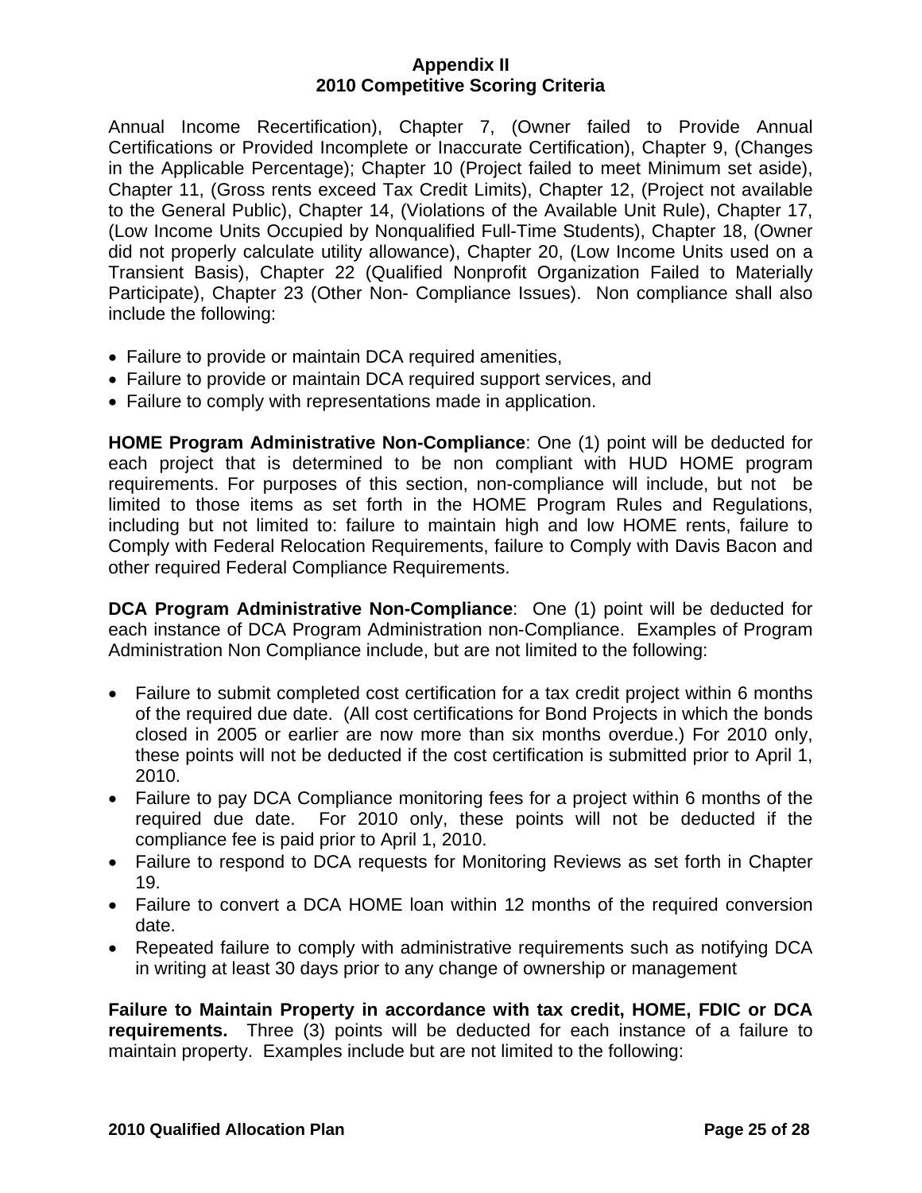Annual Income Recertification), Chapter 7, (Owner failed to Provide Annual Certifications or Provided Incomplete or Inaccurate Certification), Chapter 9, (Changes in the Applicable Percentage); Chapter 10 (Project failed to meet Minimum set aside), Chapter 11, (Gross rents exceed Tax Credit Limits), Chapter 12, (Project not available to the General Public), Chapter 14, (Violations of the Available Unit Rule), Chapter 17, (Low Income Units Occupied by Nonqualified Full-Time Students), Chapter 18, (Owner did not properly calculate utility allowance), Chapter 20, (Low Income Units used on a Transient Basis), Chapter 22 (Qualified Nonprofit Organization Failed to Materially Participate), Chapter 23 (Other Non- Compliance Issues). Non compliance shall also include the following:

- Failure to provide or maintain DCA required amenities,
- Failure to provide or maintain DCA required support services, and
- Failure to comply with representations made in application.

**HOME Program Administrative Non-Compliance**: One (1) point will be deducted for each project that is determined to be non compliant with HUD HOME program requirements. For purposes of this section, non-compliance will include, but not be limited to those items as set forth in the HOME Program Rules and Regulations, including but not limited to: failure to maintain high and low HOME rents, failure to Comply with Federal Relocation Requirements, failure to Comply with Davis Bacon and other required Federal Compliance Requirements.

**DCA Program Administrative Non-Compliance**: One (1) point will be deducted for each instance of DCA Program Administration non-Compliance. Examples of Program Administration Non Compliance include, but are not limited to the following:

- Failure to submit completed cost certification for a tax credit project within 6 months of the required due date. (All cost certifications for Bond Projects in which the bonds closed in 2005 or earlier are now more than six months overdue.) For 2010 only, these points will not be deducted if the cost certification is submitted prior to April 1, 2010.
- Failure to pay DCA Compliance monitoring fees for a project within 6 months of the required due date. For 2010 only, these points will not be deducted if the compliance fee is paid prior to April 1, 2010.
- Failure to respond to DCA requests for Monitoring Reviews as set forth in Chapter 19.
- Failure to convert a DCA HOME loan within 12 months of the required conversion date.
- Repeated failure to comply with administrative requirements such as notifying DCA in writing at least 30 days prior to any change of ownership or management

**Failure to Maintain Property in accordance with tax credit, HOME, FDIC or DCA requirements.** Three (3) points will be deducted for each instance of a failure to maintain property. Examples include but are not limited to the following: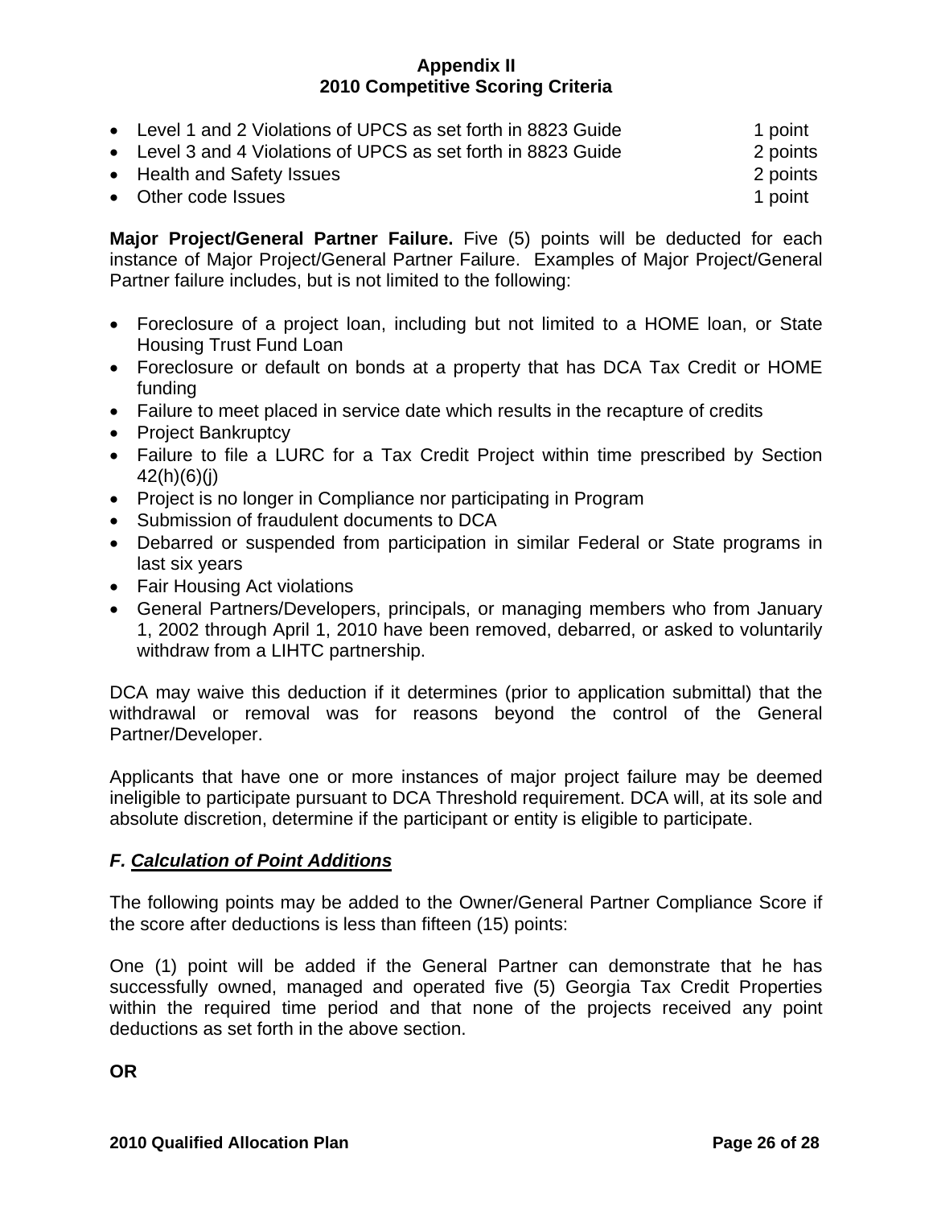**Appendix II**
**2010 Competitive Scoring Criteria**

- Level 1 and 2 Violations of UPCS as set forth in 8823 Guide 1 point
- Level 3 and 4 Violations of UPCS as set forth in 8823 Guide 2 points
- Health and Safety Issues 2 points
- Other code Issues 1 point

**Major Project/General Partner Failure.** Five (5) points will be deducted for each instance of Major Project/General Partner Failure. Examples of Major Project/General Partner failure includes, but is not limited to the following:

- Foreclosure of a project loan, including but not limited to a HOME loan, or State Housing Trust Fund Loan
- Foreclosure or default on bonds at a property that has DCA Tax Credit or HOME funding
- Failure to meet placed in service date which results in the recapture of credits
- Project Bankruptcy
- Failure to file a LURC for a Tax Credit Project within time prescribed by Section 42(h)(6)(j)
- Project is no longer in Compliance nor participating in Program
- Submission of fraudulent documents to DCA
- Debarred or suspended from participation in similar Federal or State programs in last six years
- Fair Housing Act violations
- General Partners/Developers, principals, or managing members who from January 1, 2002 through April 1, 2010 have been removed, debarred, or asked to voluntarily withdraw from a LIHTC partnership.

DCA may waive this deduction if it determines (prior to application submittal) that the withdrawal or removal was for reasons beyond the control of the General Partner/Developer.

Applicants that have one or more instances of major project failure may be deemed ineligible to participate pursuant to DCA Threshold requirement. DCA will, at its sole and absolute discretion, determine if the participant or entity is eligible to participate.

### *F. Calculation of Point Additions*

The following points may be added to the Owner/General Partner Compliance Score if the score after deductions is less than fifteen (15) points:

One (1) point will be added if the General Partner can demonstrate that he has successfully owned, managed and operated five (5) Georgia Tax Credit Properties within the required time period and that none of the projects received any point deductions as set forth in the above section.

**OR**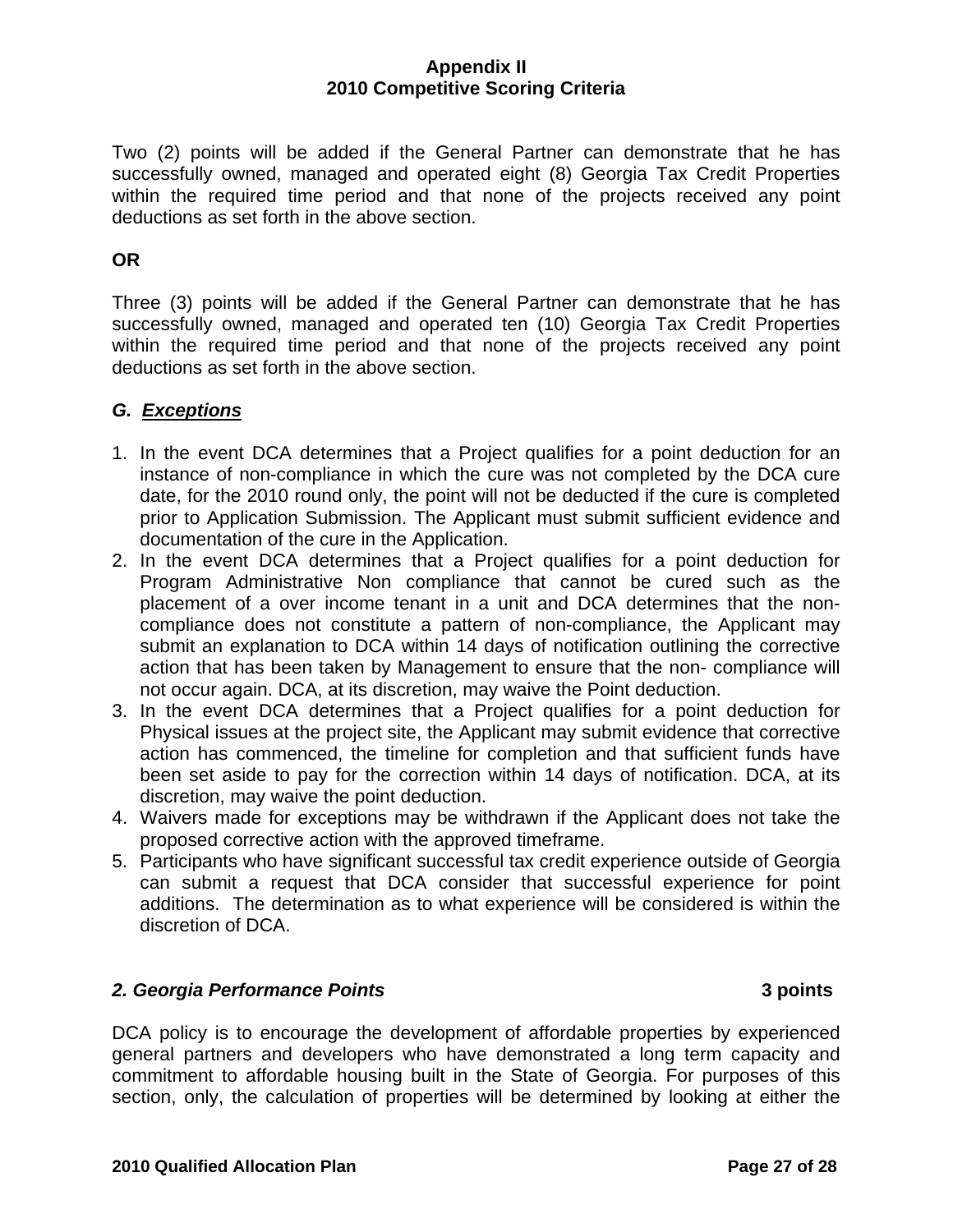Two (2) points will be added if the General Partner can demonstrate that he has successfully owned, managed and operated eight (8) Georgia Tax Credit Properties within the required time period and that none of the projects received any point deductions as set forth in the above section.

**OR**

Three (3) points will be added if the General Partner can demonstrate that he has successfully owned, managed and operated ten (10) Georgia Tax Credit Properties within the required time period and that none of the projects received any point deductions as set forth in the above section.

### *G. Exceptions*

1. In the event DCA determines that a Project qualifies for a point deduction for an instance of non-compliance in which the cure was not completed by the DCA cure date, for the 2010 round only, the point will not be deducted if the cure is completed prior to Application Submission. The Applicant must submit sufficient evidence and documentation of the cure in the Application.
2. In the event DCA determines that a Project qualifies for a point deduction for Program Administrative Non compliance that cannot be cured such as the placement of a over income tenant in a unit and DCA determines that the non-compliance does not constitute a pattern of non-compliance, the Applicant may submit an explanation to DCA within 14 days of notification outlining the corrective action that has been taken by Management to ensure that the non- compliance will not occur again. DCA, at its discretion, may waive the Point deduction.
3. In the event DCA determines that a Project qualifies for a point deduction for Physical issues at the project site, the Applicant may submit evidence that corrective action has commenced, the timeline for completion and that sufficient funds have been set aside to pay for the correction within 14 days of notification. DCA, at its discretion, may waive the point deduction.
4. Waivers made for exceptions may be withdrawn if the Applicant does not take the proposed corrective action with the approved timeframe.
5. Participants who have significant successful tax credit experience outside of Georgia can submit a request that DCA consider that successful experience for point additions. The determination as to what experience will be considered is within the discretion of DCA.

### *2. Georgia Performance Points* **3 points**

DCA policy is to encourage the development of affordable properties by experienced general partners and developers who have demonstrated a long term capacity and commitment to affordable housing built in the State of Georgia. For purposes of this section, only, the calculation of properties will be determined by looking at either the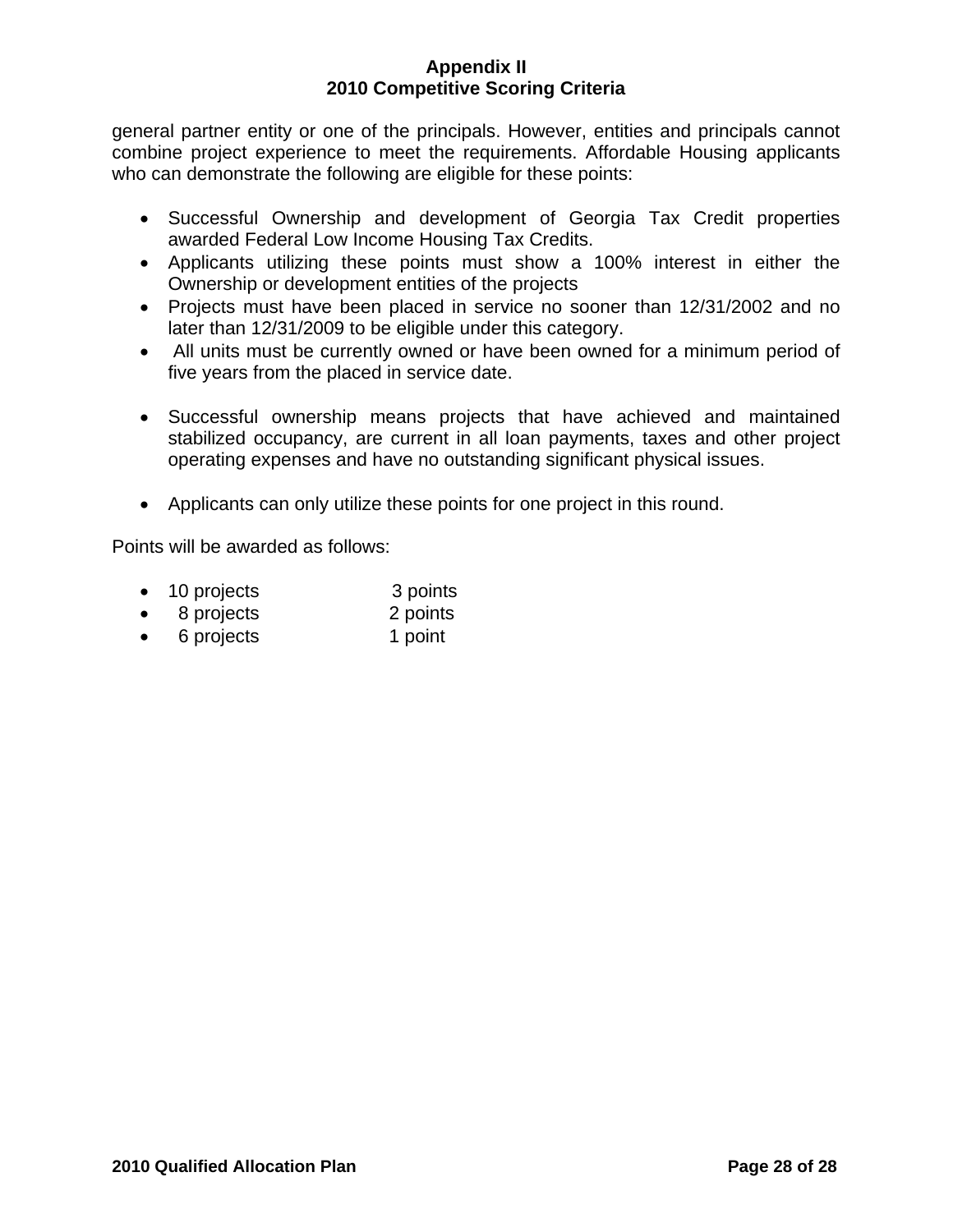general partner entity or one of the principals. However, entities and principals cannot combine project experience to meet the requirements. Affordable Housing applicants who can demonstrate the following are eligible for these points:

- Successful Ownership and development of Georgia Tax Credit properties awarded Federal Low Income Housing Tax Credits.
- Applicants utilizing these points must show a 100% interest in either the Ownership or development entities of the projects
- Projects must have been placed in service no sooner than 12/31/2002 and no later than 12/31/2009 to be eligible under this category.
- All units must be currently owned or have been owned for a minimum period of five years from the placed in service date.

- Successful ownership means projects that have achieved and maintained stabilized occupancy, are current in all loan payments, taxes and other project operating expenses and have no outstanding significant physical issues.

- Applicants can only utilize these points for one project in this round.

Points will be awarded as follows:

- 10 projects 3 points
- 8 projects 2 points
- 6 projects 1 point